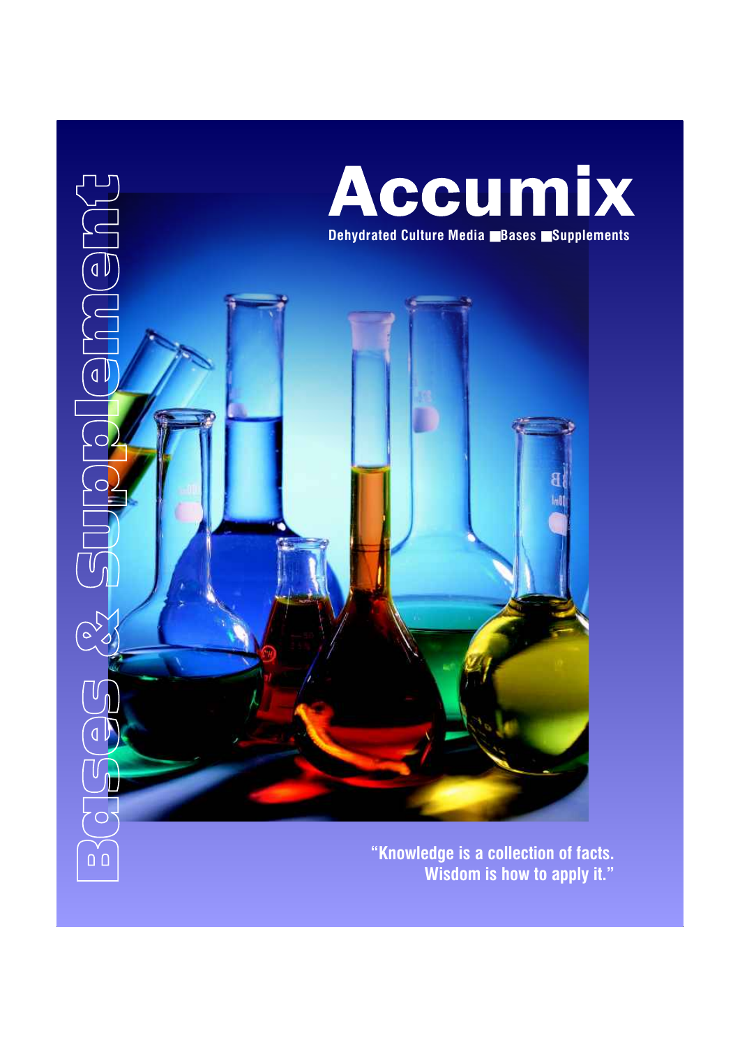# Accumix

**Dehydrated Culture Media ■ Bases ■ Supplements**

Bases & Supplement

**"Knowledge is a collection of facts.
Wisdom is how to apply it."**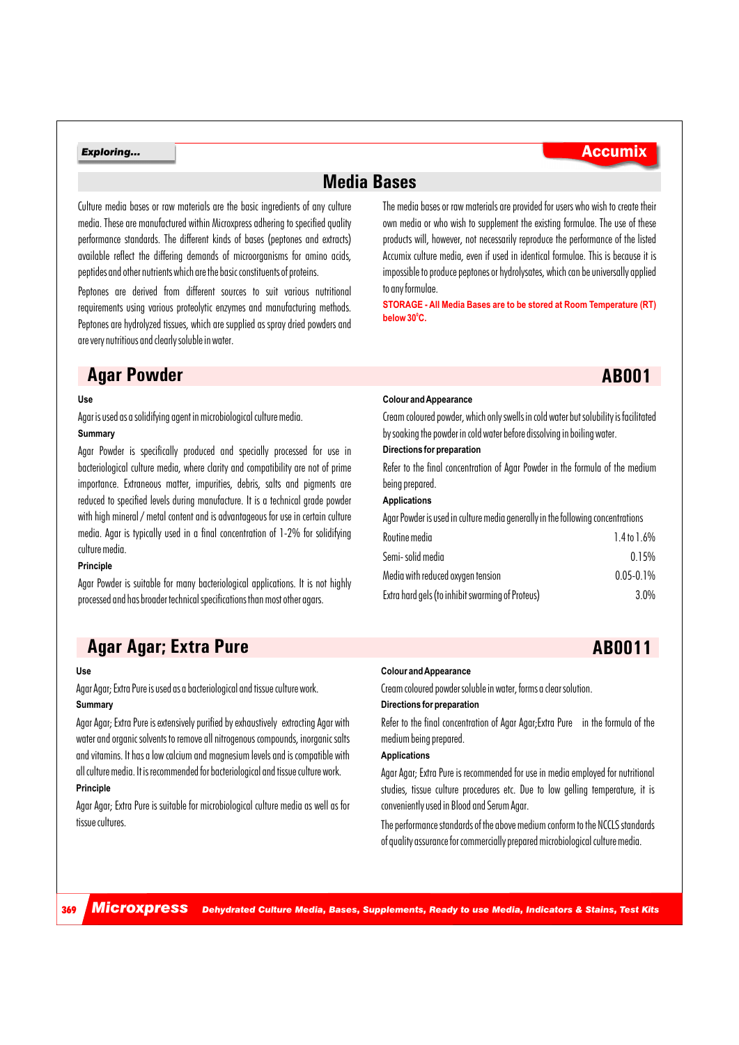Exploring...

**Accumix**

# Media Bases

Culture media bases or raw materials are the basic ingredients of any culture media. These are manufactured within Microxpress adhering to specified quality performance standards. The different kinds of bases (peptones and extracts) available reflect the differing demands of microorganisms for amino acids, peptides and other nutrients which are the basic constituents of proteins.

Peptones are derived from different sources to suit various nutritional requirements using various proteolytic enzymes and manufacturing methods. Peptones are hydrolyzed tissues, which are supplied as spray dried powders and are very nutritious and clearly soluble in water.

The media bases or raw materials are provided for users who wish to create their own media or who wish to supplement the existing formulae. The use of these products will, however, not necessarily reproduce the performance of the listed Accumix culture media, even if used in identical formulae. This is because it is impossible to produce peptones or hydrolysates, which can be universally applied to any formulae.

**STORAGE - All Media Bases are to be stored at Room Temperature (RT) below 30°C.**

## Agar Powder — AB001

**Use**

Agar is used as a solidifying agent in microbiological culture media.

**Summary**

Agar Powder is specifically produced and specially processed for use in bacteriological culture media, where clarity and compatibility are not of prime importance. Extraneous matter, impurities, debris, salts and pigments are reduced to specified levels during manufacture. It is a technical grade powder with high mineral / metal content and is advantageous for use in certain culture media. Agar is typically used in a final concentration of 1-2% for solidifying culture media.

**Principle**

Agar Powder is suitable for many bacteriological applications. It is not highly processed and has broader technical specifications than most other agars.

**Colour and Appearance**

Cream coloured powder, which only swells in cold water but solubility is facilitated by soaking the powder in cold water before dissolving in boiling water.

**Directions for preparation**

Refer to the final concentration of Agar Powder in the formula of the medium being prepared.

**Applications**

Agar Powder is used in culture media generally in the following concentrations

| | |
|---|---|
| Routine media | 1.4 to 1.6% |
| Semi- solid media | 0.15% |
| Media with reduced oxygen tension | 0.05-0.1% |
| Extra hard gels (to inhibit swarming of Proteus) | 3.0% |

## Agar Agar; Extra Pure — AB0011

**Use**

Agar Agar; Extra Pure is used as a bacteriological and tissue culture work.

**Summary**

Agar Agar; Extra Pure is extensively purified by exhaustively extracting Agar with water and organic solvents to remove all nitrogenous compounds, inorganic salts and vitamins. It has a low calcium and magnesium levels and is compatible with all culture media. It is recommended for bacteriological and tissue culture work.

**Principle**

Agar Agar; Extra Pure is suitable for microbiological culture media as well as for tissue cultures.

**Colour and Appearance**

Cream coloured powder soluble in water, forms a clear solution.

**Directions for preparation**

Refer to the final concentration of Agar Agar;Extra Pure in the formula of the medium being prepared.

**Applications**

Agar Agar; Extra Pure is recommended for use in media employed for nutritional studies, tissue culture procedures etc. Due to low gelling temperature, it is conveniently used in Blood and Serum Agar.

The performance standards of the above medium conform to the NCCLS standards of quality assurance for commercially prepared microbiological culture media.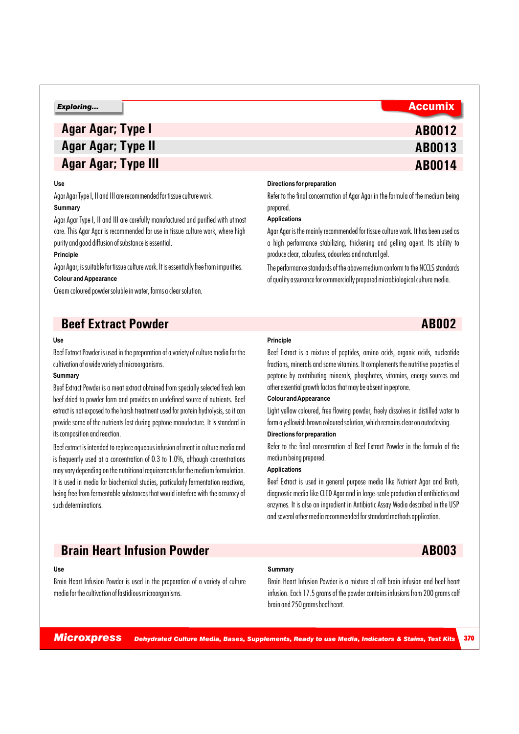## Agar Agar; Type I — AB0012
## Agar Agar; Type II — AB0013
## Agar Agar; Type III — AB0014

**Use**

Agar Agar Type I, II and III are recommended for tissue culture work.

**Summary**

Agar Agar Type I, II and III are carefully manufactured and purified with utmost care. This Agar Agar is recommended for use in tissue culture work, where high purity and good diffusion of substance is essential.

**Principle**

Agar Agar; is suitable for tissue culture work. It is essentially free from impurities.

**Colour and Appearance**

Cream coloured powder soluble in water, forms a clear solution.

**Directions for preparation**

Refer to the final concentration of Agar Agar in the formula of the medium being prepared.

**Applications**

Agar Agar is the mainly recommended for tissue culture work. It has been used as a high performance stabilizing, thickening and gelling agent. Its ability to produce clear, colourless, odourless and natural gel.

The performance standards of the above medium conform to the NCCLS standards of quality assurance for commercially prepared microbiological culture media.

## Beef Extract Powder — AB002

**Use**

Beef Extract Powder is used in the preparation of a variety of culture media for the cultivation of a wide variety of microorganisms.

**Summary**

Beef Extract Powder is a meat extract obtained from specially selected fresh lean beef dried to powder form and provides an undefined source of nutrients. Beef extract is not exposed to the harsh treatment used for protein hydrolysis, so it can provide some of the nutrients lost during peptone manufacture. It is standard in its composition and reaction.

Beef extract is intended to replace aqueous infusion of meat in culture media and is frequently used at a concentration of 0.3 to 1.0%, although concentrations may vary depending on the nutritional requirements for the medium formulation. It is used in media for biochemical studies, particularly fermentation reactions, being free from fermentable substances that would interfere with the accuracy of such determinations.

**Principle**

Beef Extract is a mixture of peptides, amino acids, organic acids, nucleotide fractions, minerals and some vitamins. It complements the nutritive properties of peptone by contributing minerals, phosphates, vitamins, energy sources and other essential growth factors that may be absent in peptone.

**Colour and Appearance**

Light yellow coloured, free flowing powder, freely dissolves in distilled water to form a yellowish brown coloured solution, which remains clear on autoclaving.

**Directions for preparation**

Refer to the final concentration of Beef Extract Powder in the formula of the medium being prepared.

**Applications**

Beef Extract is used in general purpose media like Nutrient Agar and Broth, diagnostic media like CLED Agar and in large-scale production of antibiotics and enzymes. It is also an ingredient in Antibiotic Assay Media described in the USP and several other media recommended for standard methods application.

## Brain Heart Infusion Powder — AB003

**Use**

Brain Heart Infusion Powder is used in the preparation of a variety of culture media for the cultivation of fastidious microorganisms.

**Summary**

Brain Heart Infusion Powder is a mixture of calf brain infusion and beef heart infusion. Each 17.5 grams of the powder contains infusions from 200 grams calf brain and 250 grams beef heart.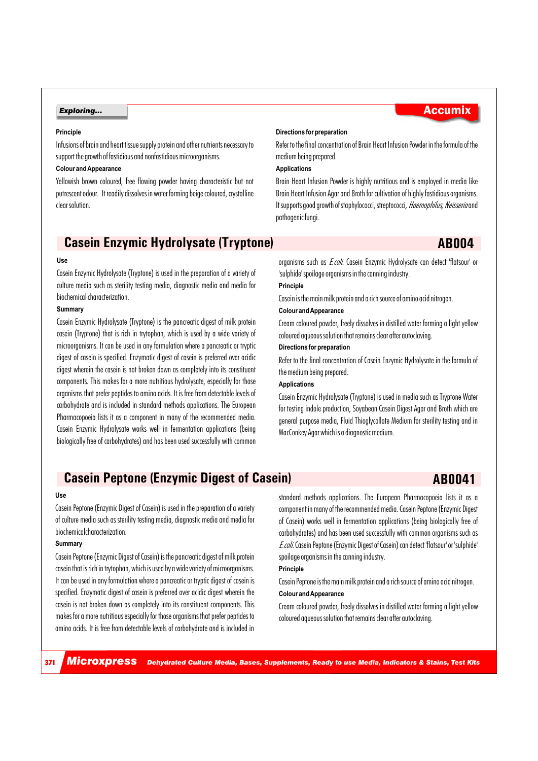### Principle

Infusions of brain and heart tissue supply protein and other nutrients necessary to support the growth of fastidious and nonfastidious microorganisms.

### Colour and Appearance

Yellowish brown coloured, free flowing powder having characteristic but not putrescent odour. It readily dissolves in water forming beige coloured, crystalline clear solution.

### Directions for preparation

Refer to the final concentration of Brain Heart Infusion Powder in the formula of the medium being prepared.

### Applications

Brain Heart Infusion Powder is highly nutritious and is employed in media like Brain Heart Infusion Agar and Broth for cultivation of highly fastidious organisms. It supports good growth of staphylococci, streptococci, *Haemophilus, Neisseria* and pathogenic fungi.

## Casein Enzymic Hydrolysate (Tryptone) — AB004

### Use

Casein Enzymic Hydrolysate (Tryptone) is used in the preparation of a variety of culture media such as sterility testing media, diagnostic media and media for biochemical characterization.

### Summary

Casein Enzymic Hydrolysate (Tryptone) is the pancreatic digest of milk protein casein (Tryptone) that is rich in trytophan, which is used by a wide variety of microorganisms. It can be used in any formulation where a pancreatic or tryptic digest of casein is specified. Enzymatic digest of casein is preferred over acidic digest wherein the casein is not broken down as completely into its constituent components. This makes for a more nutritious hydrolysate, especially for those organisms that prefer peptides to amino acids. It is free from detectable levels of carbohydrate and is included in standard methods applications. The European Pharmacopoeia lists it as a component in many of the recommended media. Casein Enzymic Hydrolysate works well in fermentation applications (being biologically free of carbohydrates) and has been used successfully with common organisms such as *E.coli.* Casein Enzymic Hydrolysate can detect 'flatsour' or 'sulphide' spoilage organisms in the canning industry.

### Principle

Casein is the main milk protein and a rich source of amino acid nitrogen.

### Colour and Appearance

Cream coloured powder, freely dissolves in distilled water forming a light yellow coloured aqueous solution that remains clear after autoclaving.

### Directions for preparation

Refer to the final concentration of Casein Enzymic Hydrolysate in the formula of the medium being prepared.

### Applications

Casein Enzymic Hydrolysate (Tryptone) is used in media such as Tryptone Water for testing indole production, Soyabean Casein Digest Agar and Broth which are general purpose media, Fluid Thioglycollate Medium for sterility testing and in MacConkey Agar which is a diagnostic medium.

## Casein Peptone (Enzymic Digest of Casein) — AB0041

### Use

Casein Peptone (Enzymic Digest of Casein) is used in the preparation of a variety of culture media such as sterility testing media, diagnostic media and media for biochemicalcharacterization.

### Summary

Casein Peptone (Enzymic Digest of Casein) is the pancreatic digest of milk protein casein that is rich in trytophan, which is used by a wide variety of microorganisms. It can be used in any formulation where a pancreatic or tryptic digest of casein is specified. Enzymatic digest of casein is preferred over acidic digest wherein the casein is not broken down as completely into its constituent components. This makes for a more nutritious especially for those organisms that prefer peptides to amino acids. It is free from detectable levels of carbohydrate and is included in standard methods applications. The European Pharmacopoeia lists it as a component in many of the recommended media. Casein Peptone (Enzymic Digest of Casein) works well in fermentation applications (being biologically free of carbohydrates) and has been used successfully with common organisms such as *E.coli.* Casein Peptone (Enzymic Digest of Casein) can detect 'flatsour' or 'sulphide' spoilage organisms in the canning industry.

### Principle

Casein Peptone is the main milk protein and a rich source of amino acid nitrogen.

### Colour and Appearance

Cream coloured powder, freely dissolves in distilled water forming a light yellow coloured aqueous solution that remains clear after autoclaving.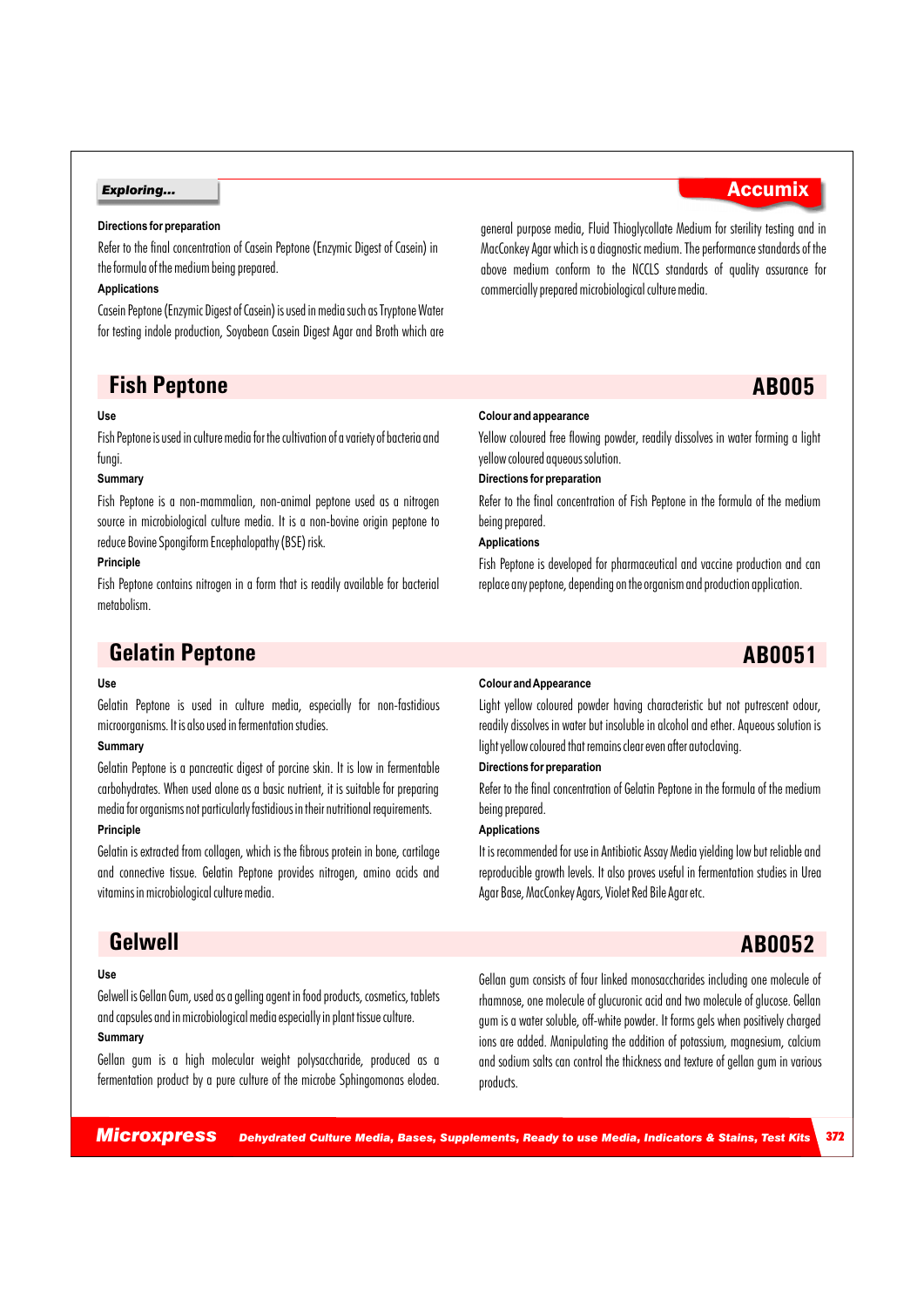**Directions for preparation**

Refer to the final concentration of Casein Peptone (Enzymic Digest of Casein) in the formula of the medium being prepared.

**Applications**

Casein Peptone (Enzymic Digest of Casein) is used in media such as Tryptone Water for testing indole production, Soyabean Casein Digest Agar and Broth which are general purpose media, Fluid Thioglycollate Medium for sterility testing and in MacConkey Agar which is a diagnostic medium. The performance standards of the above medium conform to the NCCLS standards of quality assurance for commercially prepared microbiological culture media.

## Fish Peptone — AB005

**Use**

Fish Peptone is used in culture media for the cultivation of a variety of bacteria and fungi.

**Summary**

Fish Peptone is a non-mammalian, non-animal peptone used as a nitrogen source in microbiological culture media. It is a non-bovine origin peptone to reduce Bovine Spongiform Encephalopathy (BSE) risk.

**Principle**

Fish Peptone contains nitrogen in a form that is readily available for bacterial metabolism.

**Colour and appearance**

Yellow coloured free flowing powder, readily dissolves in water forming a light yellow coloured aqueous solution.

**Directions for preparation**

Refer to the final concentration of Fish Peptone in the formula of the medium being prepared.

**Applications**

Fish Peptone is developed for pharmaceutical and vaccine production and can replace any peptone, depending on the organism and production application.

## Gelatin Peptone — AB0051

**Use**

Gelatin Peptone is used in culture media, especially for non-fastidious microorganisms. It is also used in fermentation studies.

**Summary**

Gelatin Peptone is a pancreatic digest of porcine skin. It is low in fermentable carbohydrates. When used alone as a basic nutrient, it is suitable for preparing media for organisms not particularly fastidious in their nutritional requirements.

**Principle**

Gelatin is extracted from collagen, which is the fibrous protein in bone, cartilage and connective tissue. Gelatin Peptone provides nitrogen, amino acids and vitamins in microbiological culture media.

**Colour and Appearance**

Light yellow coloured powder having characteristic but not putrescent odour, readily dissolves in water but insoluble in alcohol and ether. Aqueous solution is light yellow coloured that remains clear even after autoclaving.

**Directions for preparation**

Refer to the final concentration of Gelatin Peptone in the formula of the medium being prepared.

**Applications**

It is recommended for use in Antibiotic Assay Media yielding low but reliable and reproducible growth levels. It also proves useful in fermentation studies in Urea Agar Base, MacConkey Agars, Violet Red Bile Agar etc.

## Gelwell — AB0052

**Use**

Gelwell is Gellan Gum, used as a gelling agent in food products, cosmetics, tablets and capsules and in microbiological media especially in plant tissue culture.

**Summary**

Gellan gum is a high molecular weight polysaccharide, produced as a fermentation product by a pure culture of the microbe Sphingomonas elodea. Gellan gum consists of four linked monosaccharides including one molecule of rhamnose, one molecule of glucuronic acid and two molecule of glucose. Gellan gum is a water soluble, off-white powder. It forms gels when positively charged ions are added. Manipulating the addition of potassium, magnesium, calcium and sodium salts can control the thickness and texture of gellan gum in various products.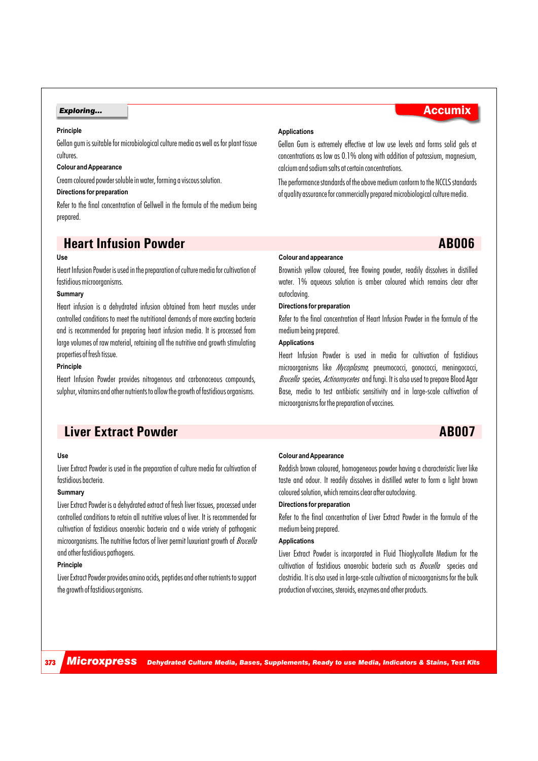### Principle

Gellan gum is suitable for microbiological culture media as well as for plant tissue cultures.

### Colour and Appearance

Cream coloured powder soluble in water, forming a viscous solution.

### Directions for preparation

Refer to the final concentration of Gellwell in the formula of the medium being prepared.

### Applications

Gellan Gum is extremely effective at low use levels and forms solid gels at concentrations as low as 0.1% along with addition of potassium, magnesium, calcium and sodium salts at certain concentrations.

The performance standards of the above medium conform to the NCCLS standards of quality assurance for commercially prepared microbiological culture media.

## Heart Infusion Powder — AB006

### Use

Heart Infusion Powder is used in the preparation of culture media for cultivation of fastidious microorganisms.

### Summary

Heart infusion is a dehydrated infusion obtained from heart muscles under controlled conditions to meet the nutritional demands of more exacting bacteria and is recommended for preparing heart infusion media. It is processed from large volumes of raw material, retaining all the nutritive and growth stimulating properties of fresh tissue.

### Principle

Heart Infusion Powder provides nitrogenous and carbonaceous compounds, sulphur, vitamins and other nutrients to allow the growth of fastidious organisms.

### Colour and appearance

Brownish yellow coloured, free flowing powder, readily dissolves in distilled water. 1% aqueous solution is amber coloured which remains clear after autoclaving.

### Directions for preparation

Refer to the final concentration of Heart Infusion Powder in the formula of the medium being prepared.

### Applications

Heart Infusion Powder is used in media for cultivation of fastidious microorganisms like *Mycoplasma,* pneumococci, gonococci, meningococci, *Brucella* species, *Actinomycetes* and fungi. It is also used to prepare Blood Agar Base, media to test antibiotic sensitivity and in large-scale cultivation of microorganisms for the preparation of vaccines.

## Liver Extract Powder — AB007

### Use

Liver Extract Powder is used in the preparation of culture media for cultivation of fastidious bacteria.

### Summary

Liver Extract Powder is a dehydrated extract of fresh liver tissues, processed under controlled conditions to retain all nutritive values of liver. It is recommended for cultivation of fastidious anaerobic bacteria and a wide variety of pathogenic microorganisms. The nutritive factors of liver permit luxuriant growth of *Brucella* and other fastidious pathogens.

### Principle

Liver Extract Powder provides amino acids, peptides and other nutrients to support the growth of fastidious organisms.

### Colour and Appearance

Reddish brown coloured, homogeneous powder having a characteristic liver like taste and odour. It readily dissolves in distilled water to form a light brown coloured solution, which remains clear after autoclaving.

### Directions for preparation

Refer to the final concentration of Liver Extract Powder in the formula of the medium being prepared.

### Applications

Liver Extract Powder is incorporated in Fluid Thioglycollate Medium for the cultivation of fastidious anaerobic bacteria such as *Brucella* species and clostridia. It is also used in large-scale cultivation of microorganisms for the bulk production of vaccines, steroids, enzymes and other products.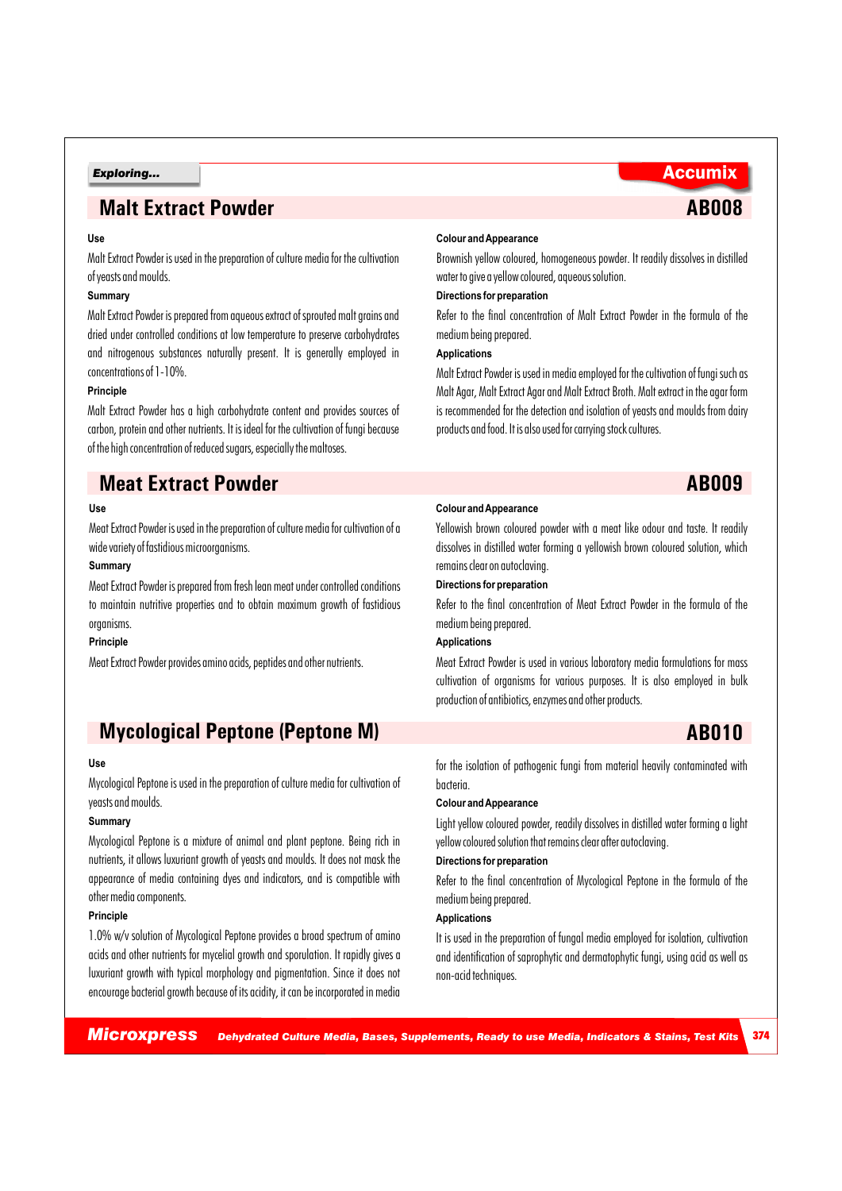## Malt Extract Powder — AB008

**Use**

Malt Extract Powder is used in the preparation of culture media for the cultivation of yeasts and moulds.

**Summary**

Malt Extract Powder is prepared from aqueous extract of sprouted malt grains and dried under controlled conditions at low temperature to preserve carbohydrates and nitrogenous substances naturally present. It is generally employed in concentrations of 1-10%.

**Principle**

Malt Extract Powder has a high carbohydrate content and provides sources of carbon, protein and other nutrients. It is ideal for the cultivation of fungi because of the high concentration of reduced sugars, especially the maltoses.

**Colour and Appearance**

Brownish yellow coloured, homogeneous powder. It readily dissolves in distilled water to give a yellow coloured, aqueous solution.

**Directions for preparation**

Refer to the final concentration of Malt Extract Powder in the formula of the medium being prepared.

**Applications**

Malt Extract Powder is used in media employed for the cultivation of fungi such as Malt Agar, Malt Extract Agar and Malt Extract Broth. Malt extract in the agar form is recommended for the detection and isolation of yeasts and moulds from dairy products and food. It is also used for carrying stock cultures.

## Meat Extract Powder — AB009

**Use**

Meat Extract Powder is used in the preparation of culture media for cultivation of a wide variety of fastidious microorganisms.

**Summary**

Meat Extract Powder is prepared from fresh lean meat under controlled conditions to maintain nutritive properties and to obtain maximum growth of fastidious organisms.

**Principle**

Meat Extract Powder provides amino acids, peptides and other nutrients.

**Colour and Appearance**

Yellowish brown coloured powder with a meat like odour and taste. It readily dissolves in distilled water forming a yellowish brown coloured solution, which remains clear on autoclaving.

**Directions for preparation**

Refer to the final concentration of Meat Extract Powder in the formula of the medium being prepared.

**Applications**

Meat Extract Powder is used in various laboratory media formulations for mass cultivation of organisms for various purposes. It is also employed in bulk production of antibiotics, enzymes and other products.

## Mycological Peptone (Peptone M) — AB010

**Use**

Mycological Peptone is used in the preparation of culture media for cultivation of yeasts and moulds.

**Summary**

Mycological Peptone is a mixture of animal and plant peptone. Being rich in nutrients, it allows luxuriant growth of yeasts and moulds. It does not mask the appearance of media containing dyes and indicators, and is compatible with other media components.

**Principle**

1.0% w/v solution of Mycological Peptone provides a broad spectrum of amino acids and other nutrients for mycelial growth and sporulation. It rapidly gives a luxuriant growth with typical morphology and pigmentation. Since it does not encourage bacterial growth because of its acidity, it can be incorporated in media for the isolation of pathogenic fungi from material heavily contaminated with bacteria.

**Colour and Appearance**

Light yellow coloured powder, readily dissolves in distilled water forming a light yellow coloured solution that remains clear after autoclaving.

**Directions for preparation**

Refer to the final concentration of Mycological Peptone in the formula of the medium being prepared.

**Applications**

It is used in the preparation of fungal media employed for isolation, cultivation and identification of saprophytic and dermatophytic fungi, using acid as well as non-acid techniques.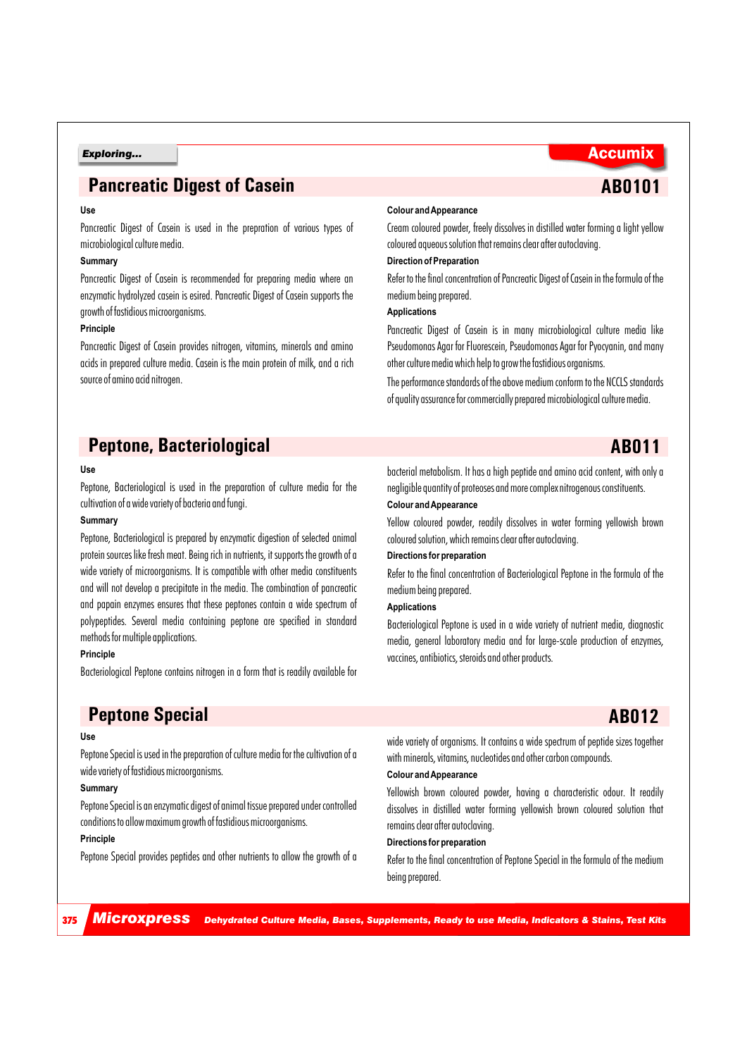## Pancreatic Digest of Casein

**AB0101**

**Use**

Pancreatic Digest of Casein is used in the prepration of various types of microbiological culture media.

**Summary**

Pancreatic Digest of Casein is recommended for preparing media where an enzymatic hydrolyzed casein is esired. Pancreatic Digest of Casein supports the growth of fastidious microorganisms.

**Principle**

Pancreatic Digest of Casein provides nitrogen, vitamins, minerals and amino acids in prepared culture media. Casein is the main protein of milk, and a rich source of amino acid nitrogen.

**Colour and Appearance**

Cream coloured powder, freely dissolves in distilled water forming a light yellow coloured aqueous solution that remains clear after autoclaving.

**Direction of Preparation**

Refer to the final concentration of Pancreatic Digest of Casein in the formula of the medium being prepared.

**Applications**

Pancreatic Digest of Casein is in many microbiological culture media like Pseudomonas Agar for Fluorescein, Pseudomonas Agar for Pyocyanin, and many other culture media which help to grow the fastidious organisms.

The performance standards of the above medium conform to the NCCLS standards of quality assurance for commercially prepared microbiological culture media.

## Peptone, Bacteriological

**AB011**

**Use**

Peptone, Bacteriological is used in the preparation of culture media for the cultivation of a wide variety of bacteria and fungi.

**Summary**

Peptone, Bacteriological is prepared by enzymatic digestion of selected animal protein sources like fresh meat. Being rich in nutrients, it supports the growth of a wide variety of microorganisms. It is compatible with other media constituents and will not develop a precipitate in the media. The combination of pancreatic and papain enzymes ensures that these peptones contain a wide spectrum of polypeptides. Several media containing peptone are specified in standard methods for multiple applications.

**Principle**

Bacteriological Peptone contains nitrogen in a form that is readily available for bacterial metabolism. It has a high peptide and amino acid content, with only a negligible quantity of proteoses and more complex nitrogenous constituents.

**Colour and Appearance**

Yellow coloured powder, readily dissolves in water forming yellowish brown coloured solution, which remains clear after autoclaving.

**Directions for preparation**

Refer to the final concentration of Bacteriological Peptone in the formula of the medium being prepared.

**Applications**

Bacteriological Peptone is used in a wide variety of nutrient media, diagnostic media, general laboratory media and for large-scale production of enzymes, vaccines, antibiotics, steroids and other products.

## Peptone Special

**AB012**

**Use**

Peptone Special is used in the preparation of culture media for the cultivation of a wide variety of fastidious microorganisms.

**Summary**

Peptone Special is an enzymatic digest of animal tissue prepared under controlled conditions to allow maximum growth of fastidious microorganisms.

**Principle**

Peptone Special provides peptides and other nutrients to allow the growth of a wide variety of organisms. It contains a wide spectrum of peptide sizes together with minerals, vitamins, nucleotides and other carbon compounds.

**Colour and Appearance**

Yellowish brown coloured powder, having a characteristic odour. It readily dissolves in distilled water forming yellowish brown coloured solution that remains clear after autoclaving.

**Directions for preparation**

Refer to the final concentration of Peptone Special in the formula of the medium being prepared.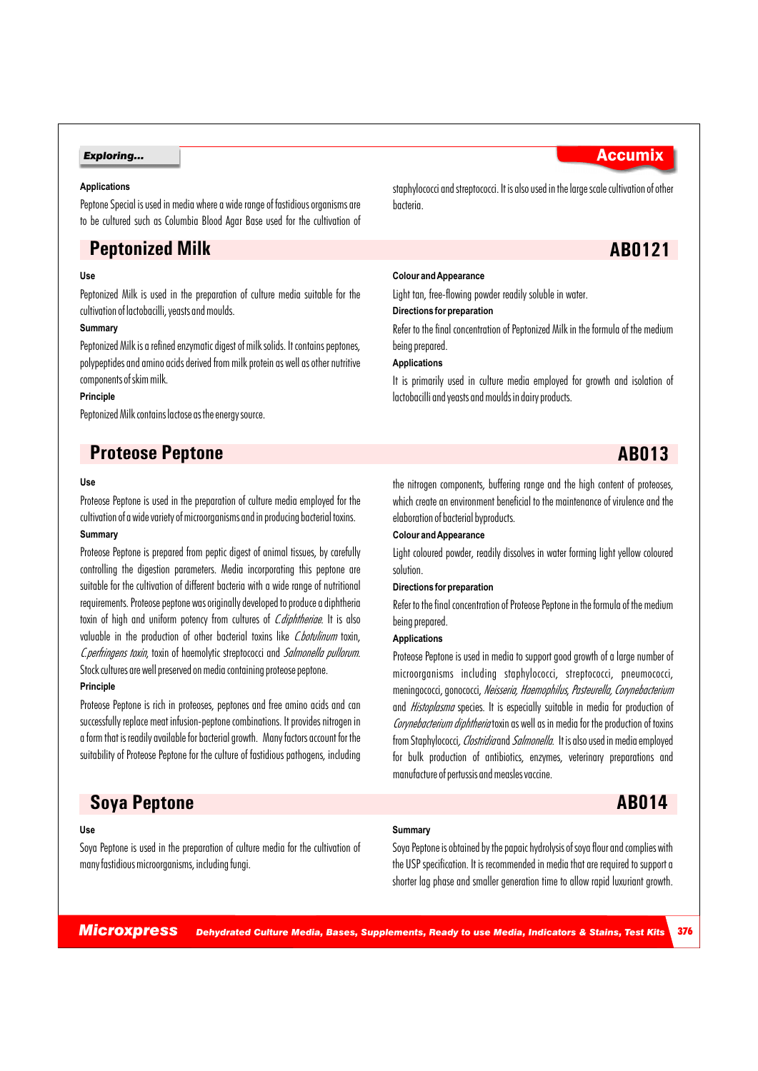**Applications**

Peptone Special is used in media where a wide range of fastidious organisms are to be cultured such as Columbia Blood Agar Base used for the cultivation of staphylococci and streptococci. It is also used in the large scale cultivation of other bacteria.

## Peptonized Milk — AB0121

**Use**

Peptonized Milk is used in the preparation of culture media suitable for the cultivation of lactobacilli, yeasts and moulds.

**Summary**

Peptonized Milk is a refined enzymatic digest of milk solids. It contains peptones, polypeptides and amino acids derived from milk protein as well as other nutritive components of skim milk.

**Principle**

Peptonized Milk contains lactose as the energy source.

**Colour and Appearance**

Light tan, free-flowing powder readily soluble in water.

**Directions for preparation**

Refer to the final concentration of Peptonized Milk in the formula of the medium being prepared.

**Applications**

It is primarily used in culture media employed for growth and isolation of lactobacilli and yeasts and moulds in dairy products.

## Proteose Peptone — AB013

**Use**

Proteose Peptone is used in the preparation of culture media employed for the cultivation of a wide variety of microorganisms and in producing bacterial toxins.

**Summary**

Proteose Peptone is prepared from peptic digest of animal tissues, by carefully controlling the digestion parameters. Media incorporating this peptone are suitable for the cultivation of different bacteria with a wide range of nutritional requirements. Proteose peptone was originally developed to produce a diphtheria toxin of high and uniform potency from cultures of *C.diphtheriae*. It is also valuable in the production of other bacterial toxins like *C.botulinum* toxin, *C.perfringens toxin*, toxin of haemolytic streptococci and *Salmonella pullorum*. Stock cultures are well preserved on media containing proteose peptone.

**Principle**

Proteose Peptone is rich in proteoses, peptones and free amino acids and can successfully replace meat infusion-peptone combinations. It provides nitrogen in a form that is readily available for bacterial growth. Many factors account for the suitability of Proteose Peptone for the culture of fastidious pathogens, including the nitrogen components, buffering range and the high content of proteoses, which create an environment beneficial to the maintenance of virulence and the elaboration of bacterial byproducts.

**Colour and Appearance**

Light coloured powder, readily dissolves in water forming light yellow coloured solution.

**Directions for preparation**

Refer to the final concentration of Proteose Peptone in the formula of the medium being prepared.

**Applications**

Proteose Peptone is used in media to support good growth of a large number of microorganisms including staphylococci, streptococci, pneumococci, meningococci, gonococci, *Neisseria, Haemophilus, Pasteurella, Corynebacterium* and *Histoplasma* species. It is especially suitable in media for production of *Corynebacterium diphtheria* toxin as well as in media for the production of toxins from Staphylococci, *Clostridia* and *Salmonella*. It is also used in media employed for bulk production of antibiotics, enzymes, veterinary preparations and manufacture of pertussis and measles vaccine.

## Soya Peptone — AB014

**Use**

Soya Peptone is used in the preparation of culture media for the cultivation of many fastidious microorganisms, including fungi.

**Summary**

Soya Peptone is obtained by the papaic hydrolysis of soya flour and complies with the USP specification. It is recommended in media that are required to support a shorter lag phase and smaller generation time to allow rapid luxuriant growth.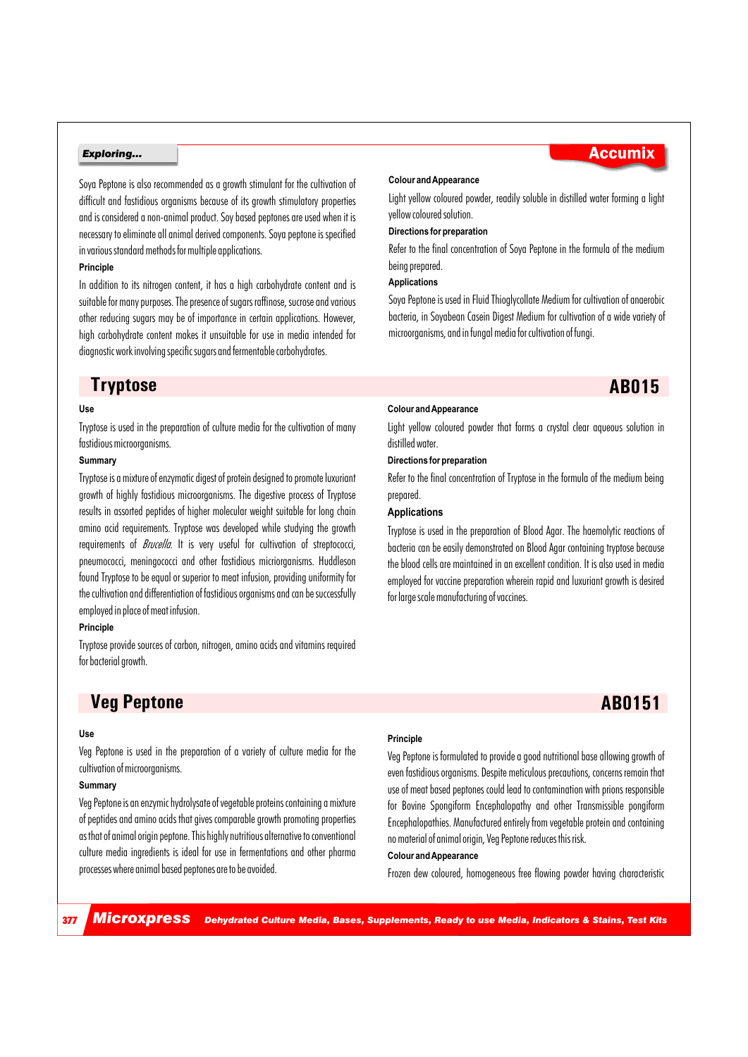Soya Peptone is also recommended as a growth stimulant for the cultivation of difficult and fastidious organisms because of its growth stimulatory properties and is considered a non-animal product. Soy based peptones are used when it is necessary to eliminate all animal derived components. Soya peptone is specified in various standard methods for multiple applications.

**Principle**

In addition to its nitrogen content, it has a high carbohydrate content and is suitable for many purposes. The presence of sugars raffinose, sucrose and various other reducing sugars may be of importance in certain applications. However, high carbohydrate content makes it unsuitable for use in media intended for diagnostic work involving specific sugars and fermentable carbohydrates.

**Colour and Appearance**

Light yellow coloured powder, readily soluble in distilled water forming a light yellow coloured solution.

**Directions for preparation**

Refer to the final concentration of Soya Peptone in the formula of the medium being prepared.

**Applications**

Soya Peptone is used in Fluid Thioglycollate Medium for cultivation of anaerobic bacteria, in Soyabean Casein Digest Medium for cultivation of a wide variety of microorganisms, and in fungal media for cultivation of fungi.

## Tryptose — AB015

**Use**

Tryptose is used in the preparation of culture media for the cultivation of many fastidious microorganisms.

**Summary**

Tryptose is a mixture of enzymatic digest of protein designed to promote luxuriant growth of highly fastidious microorganisms. The digestive process of Tryptose results in assorted peptides of higher molecular weight suitable for long chain amino acid requirements. Tryptose was developed while studying the growth requirements of *Brucella*. It is very useful for cultivation of streptococci, pneumococci, meningococci and other fastidious micriorganisms. Huddleson found Tryptose to be equal or superior to meat infusion, providing uniformity for the cultivation and differentiation of fastidious organisms and can be successfully employed in place of meat infusion.

**Principle**

Tryptose provide sources of carbon, nitrogen, amino acids and vitamins required for bacterial growth.

**Colour and Appearance**

Light yellow coloured powder that forms a crystal clear aqueous solution in distilled water.

**Directions for preparation**

Refer to the final concentration of Tryptose in the formula of the medium being prepared.

**Applications**

Tryptose is used in the preparation of Blood Agar. The haemolytic reactions of bacteria can be easily demonstrated on Blood Agar containing tryptose because the blood cells are maintained in an excellent condition. It is also used in media employed for vaccine preparation wherein rapid and luxuriant growth is desired for large scale manufacturing of vaccines.

## Veg Peptone — AB0151

**Use**

Veg Peptone is used in the preparation of a variety of culture media for the cultivation of microorganisms.

**Summary**

Veg Peptone is an enzymic hydrolysate of vegetable proteins containing a mixture of peptides and amino acids that gives comparable growth promoting properties as that of animal origin peptone. This highly nutritious alternative to conventional culture media ingredients is ideal for use in fermentations and other pharma processes where animal based peptones are to be avoided.

**Principle**

Veg Peptone is formulated to provide a good nutritional base allowing growth of even fastidious organisms. Despite meticulous precautions, concerns remain that use of meat based peptones could lead to contamination with prions responsible for Bovine Spongiform Encephalopathy and other Transmissible pongiform Encephalopathies. Manufactured entirely from vegetable protein and containing no material of animal origin, Veg Peptone reduces this risk.

**Colour and Appearance**

Frozen dew coloured, homogeneous free flowing powder having characteristic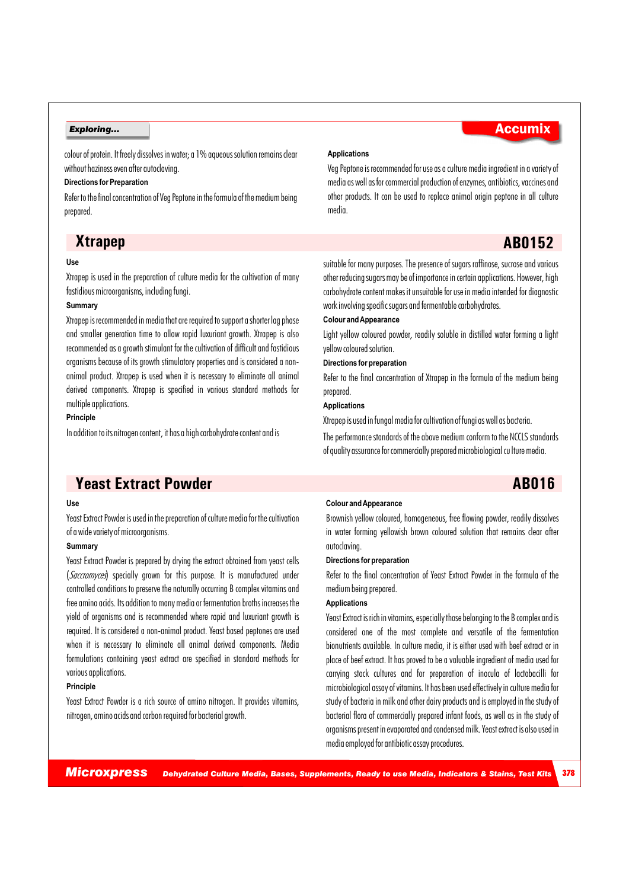colour of protein. It freely dissolves in water; a 1% aqueous solution remains clear without haziness even after autoclaving.

**Directions for Preparation**

Refer to the final concentration of Veg Peptone in the formula of the medium being prepared.

**Applications**

Veg Peptone is recommended for use as a culture media ingredient in a variety of media as well as for commercial production of enzymes, antibiotics, vaccines and other products. It can be used to replace animal origin peptone in all culture media.

## Xtrapep AB0152

**Use**

Xtrapep is used in the preparation of culture media for the cultivation of many fastidious microorganisms, including fungi.

**Summary**

Xtrapep is recommended in media that are required to support a shorter lag phase and smaller generation time to allow rapid luxuriant growth. Xtrapep is also recommended as a growth stimulant for the cultivation of difficult and fastidious organisms because of its growth stimulatory properties and is considered a non-animal product. Xtrapep is used when it is necessary to eliminate all animal derived components. Xtrapep is specified in various standard methods for multiple applications.

**Principle**

In addition to its nitrogen content, it has a high carbohydrate content and is suitable for many purposes. The presence of sugars raffinose, sucrose and various other reducing sugars may be of importance in certain applications. However, high carbohydrate content makes it unsuitable for use in media intended for diagnostic work involving specific sugars and fermentable carbohydrates.

**Colour and Appearance**

Light yellow coloured powder, readily soluble in distilled water forming a light yellow coloured solution.

**Directions for preparation**

Refer to the final concentration of Xtrapep in the formula of the medium being prepared.

**Applications**

Xtrapep is used in fungal media for cultivation of fungi as well as bacteria.

The performance standards of the above medium conform to the NCCLS standards of quality assurance for commercially prepared microbiological cu lture media.

## Yeast Extract Powder AB016

**Use**

Yeast Extract Powder is used in the preparation of culture media for the cultivation of a wide variety of microorganisms.

**Summary**

Yeast Extract Powder is prepared by drying the extract obtained from yeast cells (*Saccromyces*) specially grown for this purpose. It is manufactured under controlled conditions to preserve the naturally occurring B complex vitamins and free amino acids. Its addition to many media or fermentation broths increases the yield of organisms and is recommended where rapid and luxuriant growth is required. It is considered a non-animal product. Yeast based peptones are used when it is necessary to eliminate all animal derived components. Media formulations containing yeast extract are specified in standard methods for various applications.

**Principle**

Yeast Extract Powder is a rich source of amino nitrogen. It provides vitamins, nitrogen, amino acids and carbon required for bacterial growth.

**Colour and Appearance**

Brownish yellow coloured, homogeneous, free flowing powder, readily dissolves in water forming yellowish brown coloured solution that remains clear after autoclaving.

**Directions for preparation**

Refer to the final concentration of Yeast Extract Powder in the formula of the medium being prepared.

**Applications**

Yeast Extract is rich in vitamins, especially those belonging to the B complex and is considered one of the most complete and versatile of the fermentation bionutrients available. In culture media, it is either used with beef extract or in place of beef extract. It has proved to be a valuable ingredient of media used for carrying stock cultures and for preparation of inocula of lactobacilli for microbiological assay of vitamins. It has been used effectively in culture media for study of bacteria in milk and other dairy products and is employed in the study of bacterial flora of commercially prepared infant foods, as well as in the study of organisms present in evaporated and condensed milk. Yeast extract is also used in media employed for antibiotic assay procedures.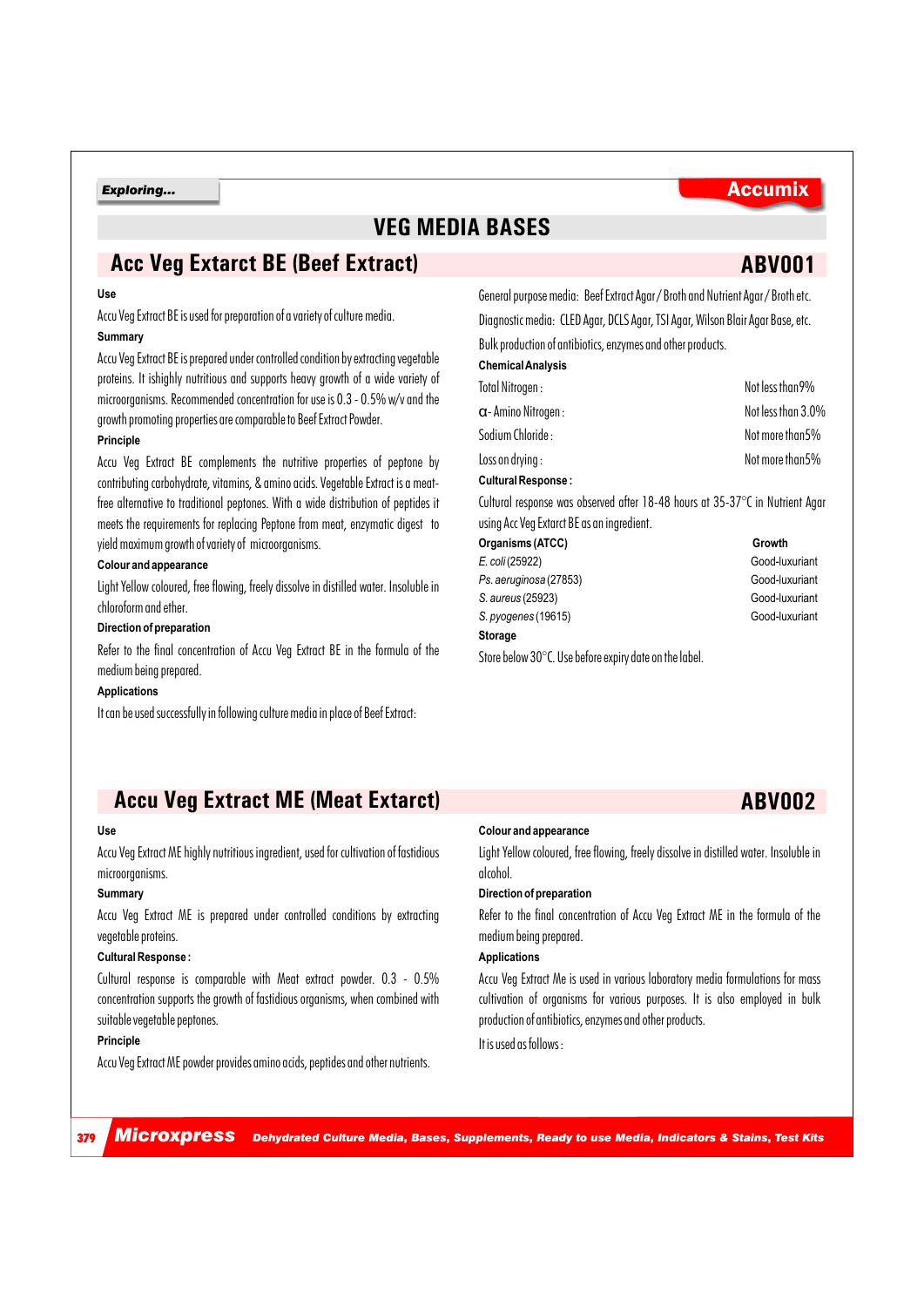# VEG MEDIA BASES

## Acc Veg Extarct BE (Beef Extract) ABV001

**Use**

Accu Veg Extract BE is used for preparation of a variety of culture media.

**Summary**

Accu Veg Extract BE is prepared under controlled condition by extracting vegetable proteins. It ishighly nutritious and supports heavy growth of a wide variety of microorganisms. Recommended concentration for use is 0.3 - 0.5% w/v and the growth promoting properties are comparable to Beef Extract Powder.

**Principle**

Accu Veg Extract BE complements the nutritive properties of peptone by contributing carbohydrate, vitamins, & amino acids. Vegetable Extract is a meat-free alternative to traditional peptones. With a wide distribution of peptides it meets the requirements for replacing Peptone from meat, enzymatic digest to yield maximum growth of variety of microorganisms.

**Colour and appearance**

Light Yellow coloured, free flowing, freely dissolve in distilled water. Insoluble in chloroform and ether.

**Direction of preparation**

Refer to the final concentration of Accu Veg Extract BE in the formula of the medium being prepared.

**Applications**

It can be used successfully in following culture media in place of Beef Extract:

General purpose media: Beef Extract Agar / Broth and Nutrient Agar / Broth etc.

Diagnostic media: CLED Agar, DCLS Agar, TSI Agar, Wilson Blair Agar Base, etc.

Bulk production of antibiotics, enzymes and other products.

**Chemical Analysis**

| | |
|---|---|
| Total Nitrogen : | Not less than 9% |
| α- Amino Nitrogen : | Not less than 3.0% |
| Sodium Chloride : | Not more than 5% |
| Loss on drying : | Not more than 5% |

**Cultural Response :**

Cultural response was observed after 18-48 hours at 35-37°C in Nutrient Agar using Acc Veg Extarct BE as an ingredient.

| Organisms (ATCC) | Growth |
|---|---|
| *E. coli* (25922) | Good-luxuriant |
| *Ps. aeruginosa* (27853) | Good-luxuriant |
| *S. aureus* (25923) | Good-luxuriant |
| *S. pyogenes* (19615) | Good-luxuriant |

**Storage**

Store below 30°C. Use before expiry date on the label.

## Accu Veg Extract ME (Meat Extarct) ABV002

**Use**

Accu Veg Extract ME highly nutritious ingredient, used for cultivation of fastidious microorganisms.

**Summary**

Accu Veg Extract ME is prepared under controlled conditions by extracting vegetable proteins.

**Cultural Response :**

Cultural response is comparable with Meat extract powder. 0.3 - 0.5% concentration supports the growth of fastidious organisms, when combined with suitable vegetable peptones.

**Principle**

Accu Veg Extract ME powder provides amino acids, peptides and other nutrients.

**Colour and appearance**

Light Yellow coloured, free flowing, freely dissolve in distilled water. Insoluble in alcohol.

**Direction of preparation**

Refer to the final concentration of Accu Veg Extract ME in the formula of the medium being prepared.

**Applications**

Accu Veg Extract Me is used in various laboratory media formulations for mass cultivation of organisms for various purposes. It is also employed in bulk production of antibiotics, enzymes and other products.

It is used as follows :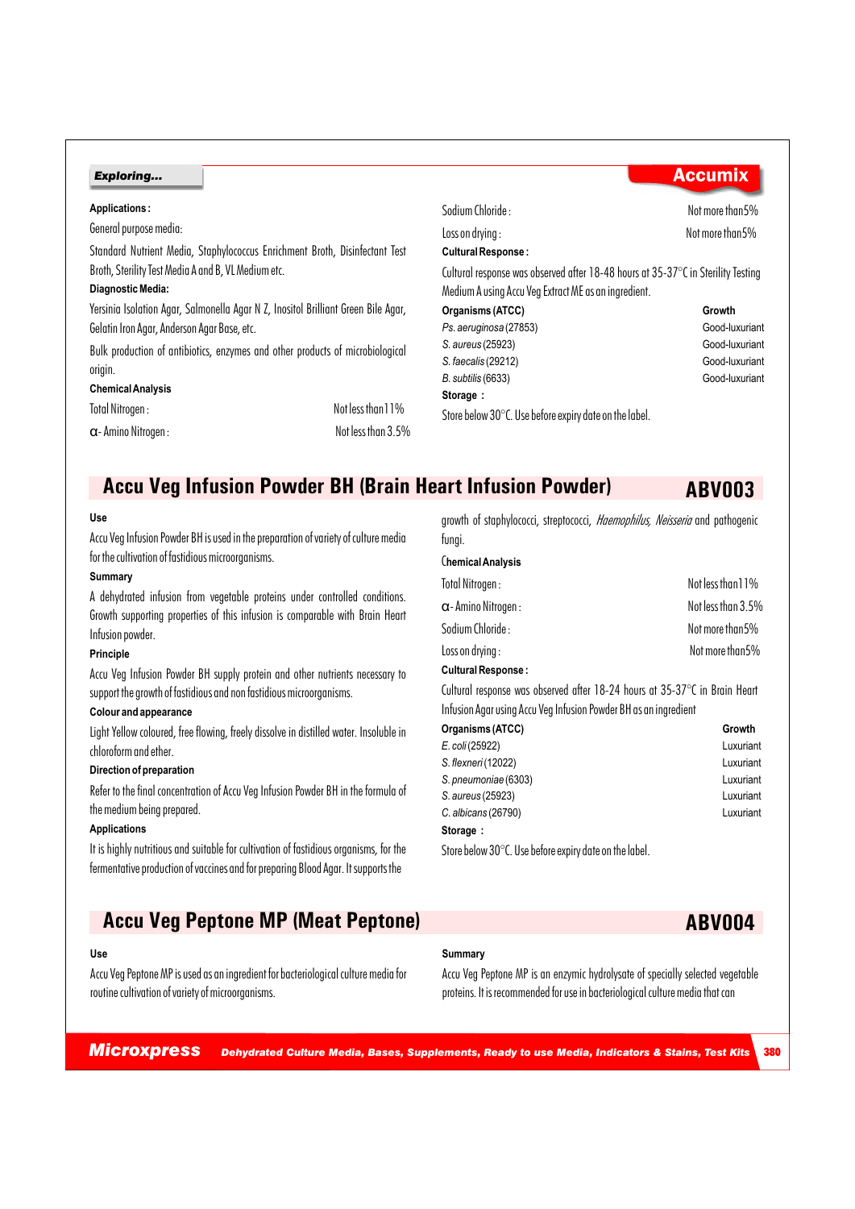**Applications :**

General purpose media:

Standard Nutrient Media, Staphylococcus Enrichment Broth, Disinfectant Test Broth, Sterility Test Media A and B, VL Medium etc.

**Diagnostic Media:**

Yersinia Isolation Agar, Salmonella Agar N Z, Inositol Brilliant Green Bile Agar, Gelatin Iron Agar, Anderson Agar Base, etc.

Bulk production of antibiotics, enzymes and other products of microbiological origin.

**Chemical Analysis**

| | |
|---|---|
| Total Nitrogen : | Not less than 11% |
| α- Amino Nitrogen : | Not less than 3.5% |
| Sodium Chloride : | Not more than 5% |
| Loss on drying : | Not more than 5% |

**Cultural Response :**

Cultural response was observed after 18-48 hours at 35-37°C in Sterility Testing Medium A using Accu Veg Extract ME as an ingredient.

| Organisms (ATCC) | Growth |
|---|---|
| *Ps. aeruginosa* (27853) | Good-luxuriant |
| *S. aureus* (25923) | Good-luxuriant |
| *S. faecalis* (29212) | Good-luxuriant |
| *B. subtilis* (6633) | Good-luxuriant |

**Storage :**

Store below 30°C. Use before expiry date on the label.

## Accu Veg Infusion Powder BH (Brain Heart Infusion Powder) ABV003

**Use**

Accu Veg Infusion Powder BH is used in the preparation of variety of culture media for the cultivation of fastidious microorganisms.

**Summary**

A dehydrated infusion from vegetable proteins under controlled conditions. Growth supporting properties of this infusion is comparable with Brain Heart Infusion powder.

**Principle**

Accu Veg Infusion Powder BH supply protein and other nutrients necessary to support the growth of fastidious and non fastidious microorganisms.

**Colour and appearance**

Light Yellow coloured, free flowing, freely dissolve in distilled water. Insoluble in chloroform and ether.

**Direction of preparation**

Refer to the final concentration of Accu Veg Infusion Powder BH in the formula of the medium being prepared.

**Applications**

It is highly nutritious and suitable for cultivation of fastidious organisms, for the fermentative production of vaccines and for preparing Blood Agar. It supports the growth of staphylococci, streptococci, *Haemophilus, Neisseria* and pathogenic fungi.

**Chemical Analysis**

| | |
|---|---|
| Total Nitrogen : | Not less than 11% |
| α- Amino Nitrogen : | Not less than 3.5% |
| Sodium Chloride : | Not more than 5% |
| Loss on drying : | Not more than 5% |

**Cultural Response :**

Cultural response was observed after 18-24 hours at 35-37°C in Brain Heart Infusion Agar using Accu Veg Infusion Powder BH as an ingredient

| Organisms (ATCC) | Growth |
|---|---|
| *E. coli* (25922) | Luxuriant |
| *S. flexneri* (12022) | Luxuriant |
| *S. pneumoniae* (6303) | Luxuriant |
| *S. aureus* (25923) | Luxuriant |
| *C. albicans* (26790) | Luxuriant |

**Storage :**

Store below 30°C. Use before expiry date on the label.

## Accu Veg Peptone MP (Meat Peptone) ABV004

**Use**

Accu Veg Peptone MP is used as an ingredient for bacteriological culture media for routine cultivation of variety of microorganisms.

**Summary**

Accu Veg Peptone MP is an enzymic hydrolysate of specially selected vegetable proteins. It is recommended for use in bacteriological culture media that can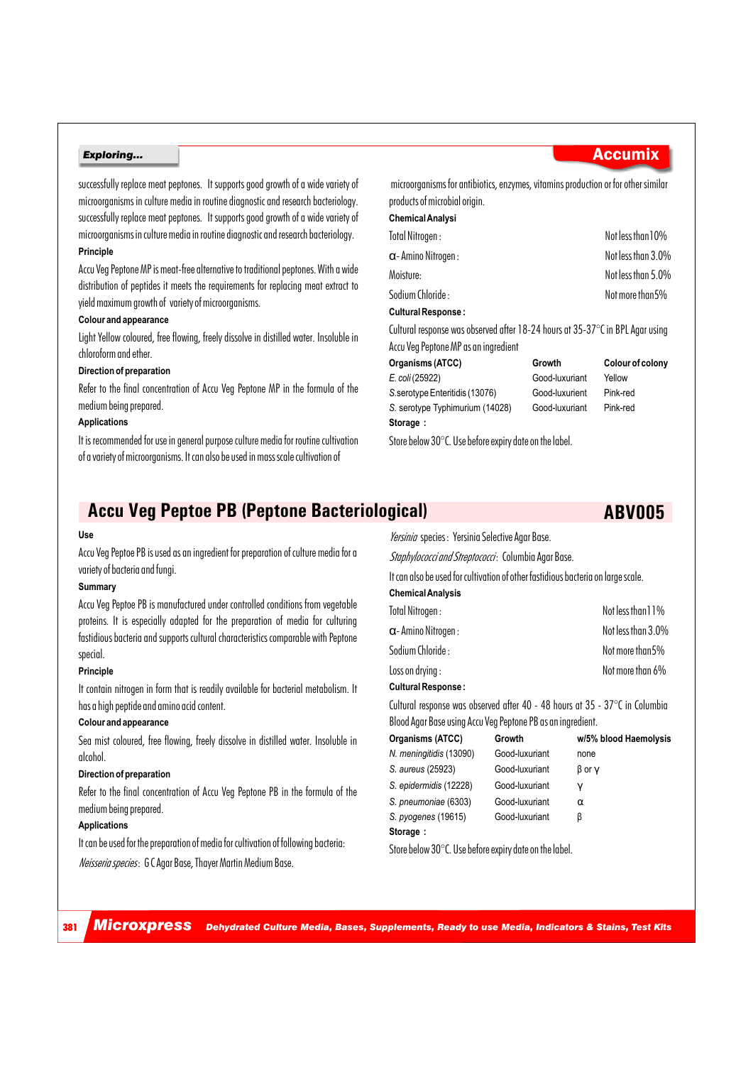successfully replace meat peptones. It supports good growth of a wide variety of microorganisms in culture media in routine diagnostic and research bacteriology. successfully replace meat peptones. It supports good growth of a wide variety of microorganisms in culture media in routine diagnostic and research bacteriology.

**Principle**

Accu Veg Peptone MP is meat-free alternative to traditional peptones. With a wide distribution of peptides it meets the requirements for replacing meat extract to yield maximum growth of variety of microorganisms.

**Colour and appearance**

Light Yellow coloured, free flowing, freely dissolve in distilled water. Insoluble in chloroform and ether.

**Direction of preparation**

Refer to the final concentration of Accu Veg Peptone MP in the formula of the medium being prepared.

**Applications**

It is recommended for use in general purpose culture media for routine cultivation of a variety of microorganisms. It can also be used in mass scale cultivation of microorganisms for antibiotics, enzymes, vitamins production or for other similar products of microbial origin.

**Chemical Analysi**

| | |
|---|---|
| Total Nitrogen : | Not less than 10% |
| α- Amino Nitrogen : | Not less than 3.0% |
| Moisture: | Not less than 5.0% |
| Sodium Chloride : | Not more than 5% |

**Cultural Response :**

Cultural response was observed after 18-24 hours at 35-37°C in BPL Agar using Accu Veg Peptone MP as an ingredient

| Organisms (ATCC) | Growth | Colour of colony |
|---|---|---|
| *E. coli* (25922) | Good-luxuriant | Yellow |
| *S.* serotype Enteritidis (13076) | Good-luxuriant | Pink-red |
| *S.* serotype Typhimurium (14028) | Good-luxuriant | Pink-red |

**Storage :**

Store below 30°C. Use before expiry date on the label.

## Accu Veg Peptoe PB (Peptone Bacteriological) ABV005

**Use**

Accu Veg Peptoe PB is used as an ingredient for preparation of culture media for a variety of bacteria and fungi.

**Summary**

Accu Veg Peptoe PB is manufactured under controlled conditions from vegetable proteins. It is especially adapted for the preparation of media for culturing fastidious bacteria and supports cultural characteristics comparable with Peptone special.

**Principle**

It contain nitrogen in form that is readily available for bacterial metabolism. It has a high peptide and amino acid content.

**Colour and appearance**

Sea mist coloured, free flowing, freely dissolve in distilled water. Insoluble in alcohol.

**Direction of preparation**

Refer to the final concentration of Accu Veg Peptone PB in the formula of the medium being prepared.

**Applications**

It can be used for the preparation of media for cultivation of following bacteria:

*Neisseria species*: G C Agar Base, Thayer Martin Medium Base.

*Yersinia* species : Yersinia Selective Agar Base.

*Staphylococci and Streptococci*: Columbia Agar Base.

It can also be used for cultivation of other fastidious bacteria on large scale.

**Chemical Analysis**

| | |
|---|---|
| Total Nitrogen : | Not less than 11% |
| α- Amino Nitrogen : | Not less than 3.0% |
| Sodium Chloride : | Not more than 5% |
| Loss on drying : | Not more than 6% |

**Cultural Response :**

Cultural response was observed after 40 - 48 hours at 35 - 37°C in Columbia Blood Agar Base using Accu Veg Peptone PB as an ingredient.

| Organisms (ATCC) | Growth | w/5% blood Haemolysis |
|---|---|---|
| *N. meningitidis* (13090) | Good-luxuriant | none |
| *S. aureus* (25923) | Good-luxuriant | β or γ |
| *S. epidermidis* (12228) | Good-luxuriant | γ |
| *S. pneumoniae* (6303) | Good-luxuriant | α |
| *S. pyogenes* (19615) | Good-luxuriant | β |

**Storage :**

Store below 30°C. Use before expiry date on the label.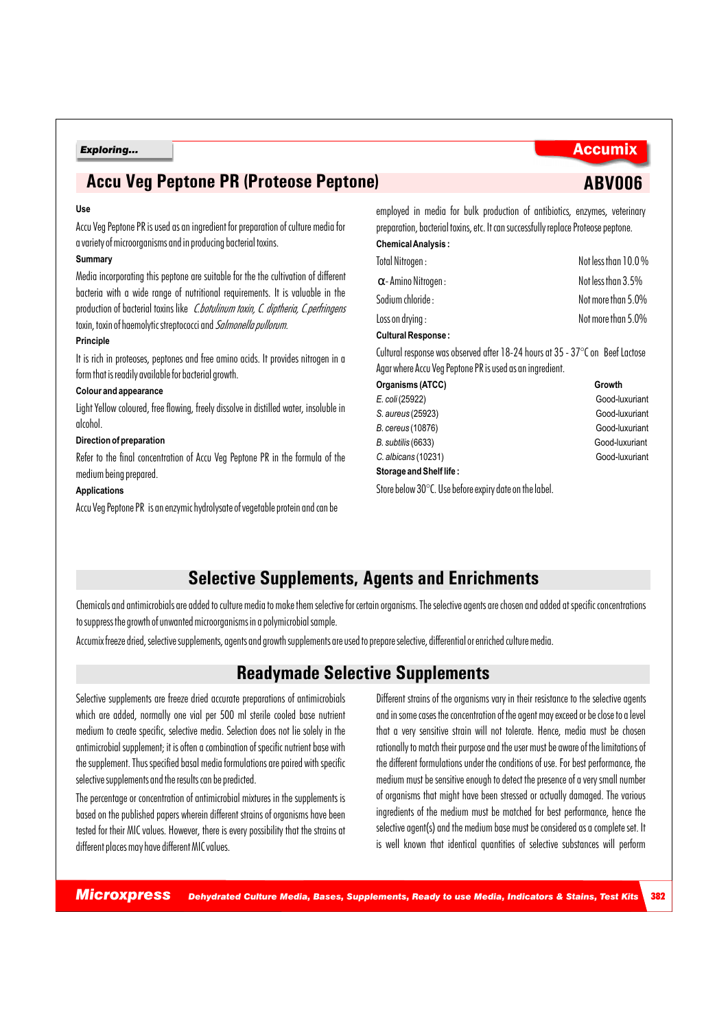## Accu Veg Peptone PR (Proteose Peptone) ABV006

**Use**

Accu Veg Peptone PR is used as an ingredient for preparation of culture media for a variety of microorganisms and in producing bacterial toxins.

**Summary**

Media incorporating this peptone are suitable for the the cultivation of different bacteria with a wide range of nutritional requirements. It is valuable in the production of bacterial toxins like *C.botulinum toxin, C. diptheria, C.perfringens* toxin, toxin of haemolytic streptococci and *Salmonella pullorum.*

**Principle**

It is rich in proteoses, peptones and free amino acids. It provides nitrogen in a form that is readily available for bacterial growth.

**Colour and appearance**

Light Yellow coloured, free flowing, freely dissolve in distilled water, insoluble in alcohol.

**Direction of preparation**

Refer to the final concentration of Accu Veg Peptone PR in the formula of the medium being prepared.

**Applications**

Accu Veg Peptone PR is an enzymic hydrolysate of vegetable protein and can be employed in media for bulk production of antibiotics, enzymes, veterinary preparation, bacterial toxins, etc. It can successfully replace Proteose peptone.

**Chemical Analysis :**

| | |
|---|---|
| Total Nitrogen : | Not less than 10.0 % |
| $\alpha$- Amino Nitrogen : | Not less than 3.5% |
| Sodium chloride : | Not more than 5.0% |
| Loss on drying : | Not more than 5.0% |

**Cultural Response :**

Cultural response was observed after 18-24 hours at 35 - 37°C on Beef Lactose Agar where Accu Veg Peptone PR is used as an ingredient.

| Organisms (ATCC) | Growth |
|---|---|
| *E. coli* (25922) | Good-luxuriant |
| *S. aureus* (25923) | Good-luxuriant |
| *B. cereus* (10876) | Good-luxuriant |
| *B. subtilis* (6633) | Good-luxuriant |
| *C. albicans* (10231) | Good-luxuriant |

**Storage and Shelf life :**

Store below 30°C. Use before expiry date on the label.

## Selective Supplements, Agents and Enrichments

Chemicals and antimicrobials are added to culture media to make them selective for certain organisms. The selective agents are chosen and added at specific concentrations to suppress the growth of unwanted microorganisms in a polymicrobial sample.

Accumix freeze dried, selective supplements, agents and growth supplements are used to prepare selective, differential or enriched culture media.

## Readymade Selective Supplements

Selective supplements are freeze dried accurate preparations of antimicrobials which are added, normally one vial per 500 ml sterile cooled base nutrient medium to create specific, selective media. Selection does not lie solely in the antimicrobial supplement; it is often a combination of specific nutrient base with the supplement. Thus specified basal media formulations are paired with specific selective supplements and the results can be predicted.

The percentage or concentration of antimicrobial mixtures in the supplements is based on the published papers wherein different strains of organisms have been tested for their MIC values. However, there is every possibility that the strains at different places may have different MIC values.

Different strains of the organisms vary in their resistance to the selective agents and in some cases the concentration of the agent may exceed or be close to a level that a very sensitive strain will not tolerate. Hence, media must be chosen rationally to match their purpose and the user must be aware of the limitations of the different formulations under the conditions of use. For best performance, the medium must be sensitive enough to detect the presence of a very small number of organisms that might have been stressed or actually damaged. The various ingredients of the medium must be matched for best performance, hence the selective agent(s) and the medium base must be considered as a complete set. It is well known that identical quantities of selective substances will perform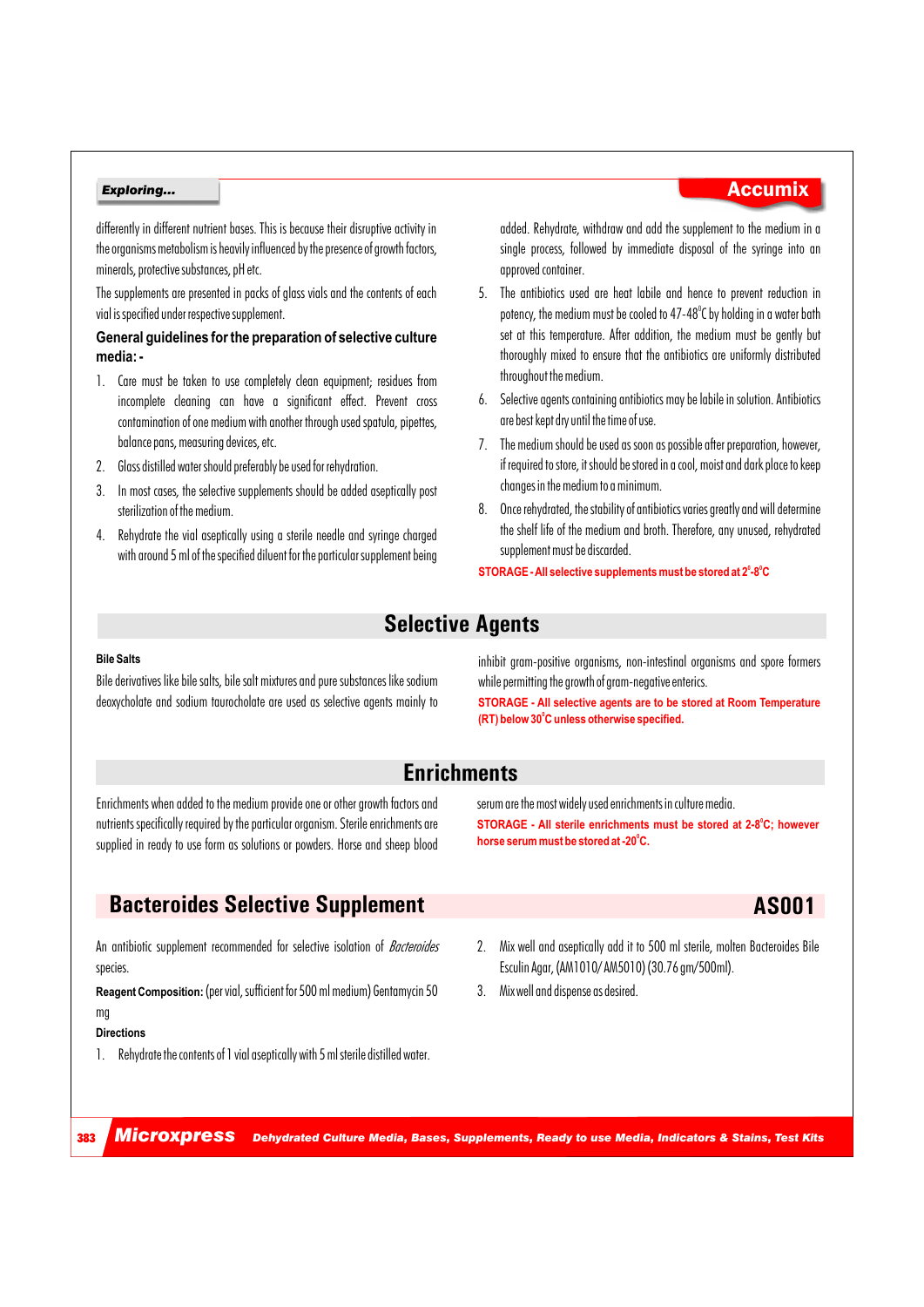differently in different nutrient bases. This is because their disruptive activity in the organisms metabolism is heavily influenced by the presence of growth factors, minerals, protective substances, pH etc.

The supplements are presented in packs of glass vials and the contents of each vial is specified under respective supplement.

### General guidelines for the preparation of selective culture media: -

1. Care must be taken to use completely clean equipment; residues from incomplete cleaning can have a significant effect. Prevent cross contamination of one medium with another through used spatula, pipettes, balance pans, measuring devices, etc.
2. Glass distilled water should preferably be used for rehydration.
3. In most cases, the selective supplements should be added aseptically post sterilization of the medium.
4. Rehydrate the vial aseptically using a sterile needle and syringe charged with around 5 ml of the specified diluent for the particular supplement being added. Rehydrate, withdraw and add the supplement to the medium in a single process, followed by immediate disposal of the syringe into an approved container.
5. The antibiotics used are heat labile and hence to prevent reduction in potency, the medium must be cooled to 47-48°C by holding in a water bath set at this temperature. After addition, the medium must be gently but thoroughly mixed to ensure that the antibiotics are uniformly distributed throughout the medium.
6. Selective agents containing antibiotics may be labile in solution. Antibiotics are best kept dry until the time of use.
7. The medium should be used as soon as possible after preparation, however, if required to store, it should be stored in a cool, moist and dark place to keep changes in the medium to a minimum.
8. Once rehydrated, the stability of antibiotics varies greatly and will determine the shelf life of the medium and broth. Therefore, any unused, rehydrated supplement must be discarded.

**STORAGE - All selective supplements must be stored at 2°-8°C**

## Selective Agents

**Bile Salts**

Bile derivatives like bile salts, bile salt mixtures and pure substances like sodium deoxycholate and sodium taurocholate are used as selective agents mainly to inhibit gram-positive organisms, non-intestinal organisms and spore formers while permitting the growth of gram-negative enterics.

**STORAGE - All selective agents are to be stored at Room Temperature (RT) below 30°C unless otherwise specified.**

## Enrichments

Enrichments when added to the medium provide one or other growth factors and nutrients specifically required by the particular organism. Sterile enrichments are supplied in ready to use form as solutions or powders. Horse and sheep blood serum are the most widely used enrichments in culture media.

**STORAGE - All sterile enrichments must be stored at 2-8°C; however horse serum must be stored at -20°C.**

## Bacteroides Selective Supplement — AS001

An antibiotic supplement recommended for selective isolation of *Bacteroides* species.

**Reagent Composition:** (per vial, sufficient for 500 ml medium) Gentamycin 50 mg

**Directions**

1. Rehydrate the contents of 1 vial aseptically with 5 ml sterile distilled water.
2. Mix well and aseptically add it to 500 ml sterile, molten Bacteroides Bile Esculin Agar, (AM1010/ AM5010) (30.76 gm/500ml).
3. Mix well and dispense as desired.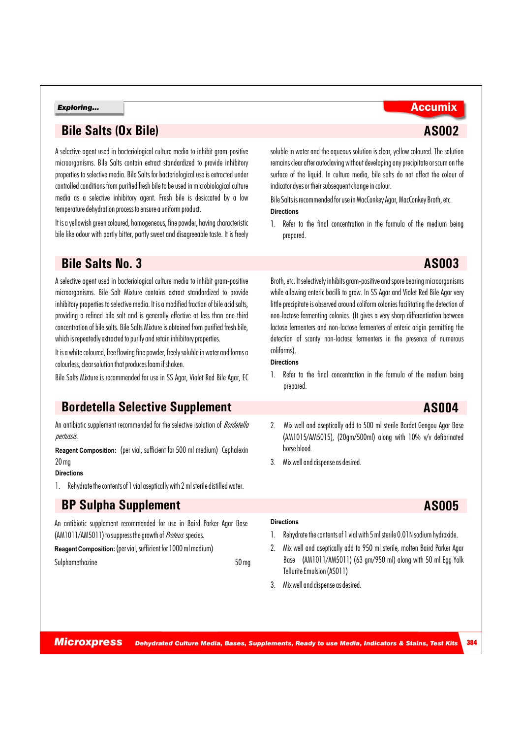## Bile Salts (Ox Bile) — AS002

A selective agent used in bacteriological culture media to inhibit gram-positive microorganisms. Bile Salts contain extract standardized to provide inhibitory properties to selective media. Bile Salts for bacteriological use is extracted under controlled conditions from purified fresh bile to be used in microbiological culture media as a selective inhibitory agent. Fresh bile is desiccated by a low temperature dehydration process to ensure a uniform product.

It is a yellowish green coloured, homogeneous, fine powder, having characteristic bile like odour with partly bitter, partly sweet and disagreeable taste. It is freely soluble in water and the aqueous solution is clear, yellow coloured. The solution remains clear after autoclaving without developing any precipitate or scum on the surface of the liquid. In culture media, bile salts do not affect the colour of indicator dyes or their subsequent change in colour.

Bile Salts is recommended for use in MacConkey Agar, MacConkey Broth, etc.

**Directions**

1. Refer to the final concentration in the formula of the medium being prepared.

## Bile Salts No. 3 — AS003

A selective agent used in bacteriological culture media to inhibit gram-positive microorganisms. Bile Salt Mixture contains extract standardized to provide inhibitory properties to selective media. It is a modified fraction of bile acid salts, providing a refined bile salt and is generally effective at less than one-third concentration of bile salts. Bile Salts Mixture is obtained from purified fresh bile, which is repeatedly extracted to purify and retain inhibitory properties.

It is a white coloured, free flowing fine powder, freely soluble in water and forms a colourless, clear solution that produces foam if shaken.

Bile Salts Mixture is recommended for use in SS Agar, Violet Red Bile Agar, EC Broth, etc. It selectively inhibits gram-positive and spore bearing microorganisms while allowing enteric bacilli to grow. In SS Agar and Violet Red Bile Agar very little precipitate is observed around coliform colonies facilitating the detection of non-lactose fermenting colonies. (It gives a very sharp differentiation between lactose fermenters and non-lactose fermenters of enteric origin permitting the detection of scanty non-lactose fermenters in the presence of numerous coliforms).

**Directions**

1. Refer to the final concentration in the formula of the medium being prepared.

## Bordetella Selective Supplement — AS004

An antibiotic supplement recommended for the selective isolation of *Bordetella pertussis*.

**Reagent Composition:** (per vial, sufficient for 500 ml medium) Cephalexin 20 mg

**Directions**

1. Rehydrate the contents of 1 vial aseptically with 2 ml sterile distilled water.
2. Mix well and aseptically add to 500 ml sterile Bordet Gengou Agar Base (AM1015/AM5015), (20gm/500ml) along with 10% v/v defibrinated horse blood.
3. Mix well and dispense as desired.

## BP Sulpha Supplement — AS005

An antibiotic supplement recommended for use in Baird Parker Agar Base (AM1011/AM5011) to suppress the growth of *Proteus* species.

**Reagent Composition:** (per vial, sufficient for 1000 ml medium)

| | |
|---|---|
| Sulphamethazine | 50 mg |

**Directions**

1. Rehydrate the contents of 1 vial with 5 ml sterile 0.01N sodium hydroxide.
2. Mix well and aseptically add to 950 ml sterile, molten Baird Parker Agar Base (AM1011/AM5011) (63 gm/950 ml) along with 50 ml Egg Yolk Tellurite Emulsion (AS011)
3. Mix well and dispense as desired.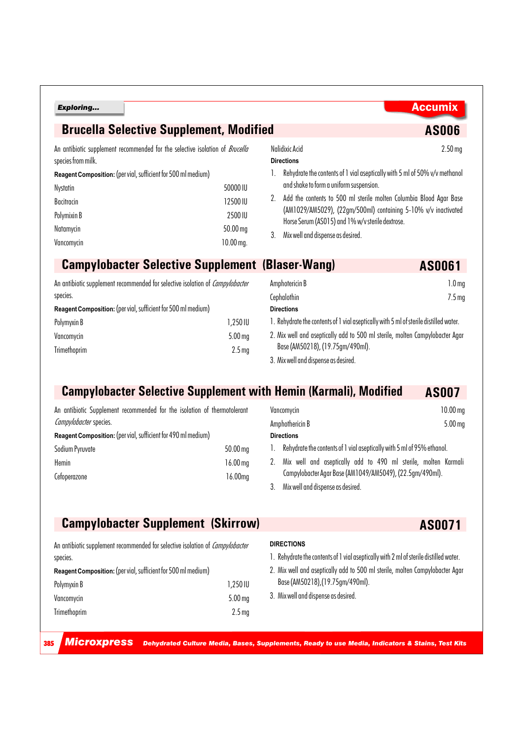Exploring...

Accumix

## Brucella Selective Supplement, Modified — AS006

An antibiotic supplement recommended for the selective isolation of *Brucella* species from milk.

**Reagent Composition:** (per vial, sufficient for 500 ml medium)

| | |
|---|---|
| Nystatin | 50000 IU |
| Bacitracin | 12500 IU |
| Polymixin B | 2500 IU |
| Natamycin | 50.00 mg |
| Vancomycin | 10.00 mg. |
| Nalidixic Acid | 2.50 mg |

**Directions**

1. Rehydrate the contents of 1 vial aseptically with 5 ml of 50% v/v methanol and shake to form a uniform suspension.
2. Add the contents to 500 ml sterile molten Columbia Blood Agar Base (AM1029/AM5029), (22gm/500ml) containing 5-10% v/v inactivated Horse Serum (AS015) and 1% w/v sterile dextrose.
3. Mix well and dispense as desired.

## Campylobacter Selective Supplement (Blaser-Wang) — AS0061

An antibiotic supplement recommended for selective isolation of *Campylobacter* species.

**Reagent Composition:** (per vial, sufficient for 500 ml medium)

| | |
|---|---|
| Polymyxin B | 1,250 IU |
| Vancomycin | 5.00 mg |
| Trimethoprim | 2.5 mg |
| Amphotericin B | 1.0 mg |
| Cephalothin | 7.5 mg |

**Directions**

1. Rehydrate the contents of 1 vial aseptically with 5 ml of sterile distilled water.
2. Mix well and aseptically add to 500 ml sterile, molten Campylobacter Agar Base (AM50218), (19.75gm/490ml).
3. Mix well and dispense as desired.

## Campylobacter Selective Supplement with Hemin (Karmali), Modified — AS007

An antibiotic Supplement recommended for the isolation of thermotolerant *Campylobacter* species.

**Reagent Composition:** (per vial, sufficient for 490 ml medium)

| | |
|---|---|
| Sodium Pyruvate | 50.00 mg |
| Hemin | 16.00 mg |
| Cefoperazone | 16.00mg |
| Vancomycin | 10.00 mg |
| Amphothericin B | 5.00 mg |

**Directions**

1. Rehydrate the contents of 1 vial aseptically with 5 ml of 95% ethanol.
2. Mix well and aseptically add to 490 ml sterile, molten Karmali Campylobacter Agar Base (AM1049/AM5049), (22.5gm/490ml).
3. Mix well and dispense as desired.

## Campylobacter Supplement (Skirrow) — AS0071

An antibiotic supplement recommended for selective isolation of *Campylobacter* species.

**Reagent Composition:** (per vial, sufficient for 500 ml medium)

| | |
|---|---|
| Polymyxin B | 1,250 IU |
| Vancomycin | 5.00 mg |
| Trimethoprim | 2.5 mg |

**DIRECTIONS**

1. Rehydrate the contents of 1 vial aseptically with 2 ml of sterile distilled water.
2. Mix well and aseptically add to 500 ml sterile, molten Campylobacter Agar Base (AM50218),(19.75gm/490ml).
3. Mix well and dispense as desired.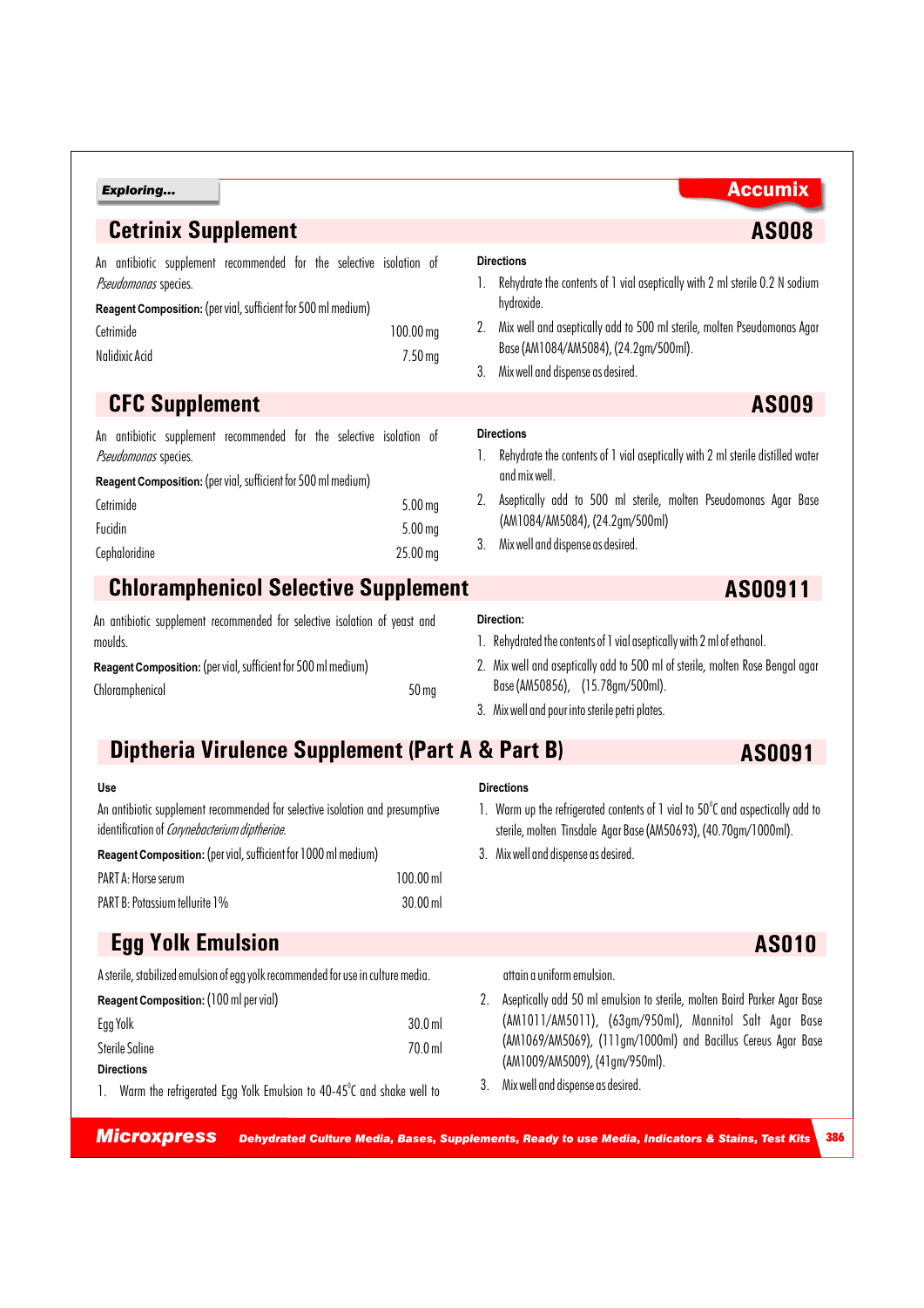# Cetrinix Supplement

**AS008**

An antibiotic supplement recommended for the selective isolation of *Pseudomonas* species.

**Reagent Composition:** (per vial, sufficient for 500 ml medium)

| | |
|---|---|
| Cetrimide | 100.00 mg |
| Nalidixic Acid | 7.50 mg |

**Directions**

1. Rehydrate the contents of 1 vial aseptically with 2 ml sterile 0.2 N sodium hydroxide.
2. Mix well and aseptically add to 500 ml sterile, molten Pseudomonas Agar Base (AM1084/AM5084), (24.2gm/500ml).
3. Mix well and dispense as desired.

# CFC Supplement

**AS009**

An antibiotic supplement recommended for the selective isolation of *Pseudomonas* species.

**Reagent Composition:** (per vial, sufficient for 500 ml medium)

| | |
|---|---|
| Cetrimide | 5.00 mg |
| Fucidin | 5.00 mg |
| Cephaloridine | 25.00 mg |

**Directions**

1. Rehydrate the contents of 1 vial aseptically with 2 ml sterile distilled water and mix well.
2. Aseptically add to 500 ml sterile, molten Pseudomonas Agar Base (AM1084/AM5084), (24.2gm/500ml)
3. Mix well and dispense as desired.

# Chloramphenicol Selective Supplement

**AS00911**

An antibiotic supplement recommended for selective isolation of yeast and moulds.

**Reagent Composition:** (per vial, sufficient for 500 ml medium)

| | |
|---|---|
| Chloramphenicol | 50 mg |

**Direction:**

1. Rehydrated the contents of 1 vial aseptically with 2 ml of ethanol.
2. Mix well and aseptically add to 500 ml of sterile, molten Rose Bengal agar Base (AM50856), (15.78gm/500ml).
3. Mix well and pour into sterile petri plates.

# Diptheria Virulence Supplement (Part A & Part B)

**AS0091**

**Use**

An antibiotic supplement recommended for selective isolation and presumptive identification of *Corynebacterium diptheriae.*

**Reagent Composition:** (per vial, sufficient for 1000 ml medium)

| | |
|---|---|
| PART A: Horse serum | 100.00 ml |
| PART B: Potassium tellurite 1% | 30.00 ml |

**Directions**

1. Warm up the refrigerated contents of 1 vial to 50°C and aspectically add to sterile, molten Tinsdale Agar Base (AM50693), (40.70gm/1000ml).
3. Mix well and dispense as desired.

# Egg Yolk Emulsion

**AS010**

A sterile, stabilized emulsion of egg yolk recommended for use in culture media.

**Reagent Composition:** (100 ml per vial)

| | |
|---|---|
| Egg Yolk | 30.0 ml |
| Sterile Saline | 70.0 ml |

**Directions**

1. Warm the refrigerated Egg Yolk Emulsion to 40-45°C and shake well to attain a uniform emulsion.
2. Aseptically add 50 ml emulsion to sterile, molten Baird Parker Agar Base (AM1011/AM5011), (63gm/950ml), Mannitol Salt Agar Base (AM1069/AM5069), (111gm/1000ml) and Bacillus Cereus Agar Base (AM1009/AM5009), (41gm/950ml).
3. Mix well and dispense as desired.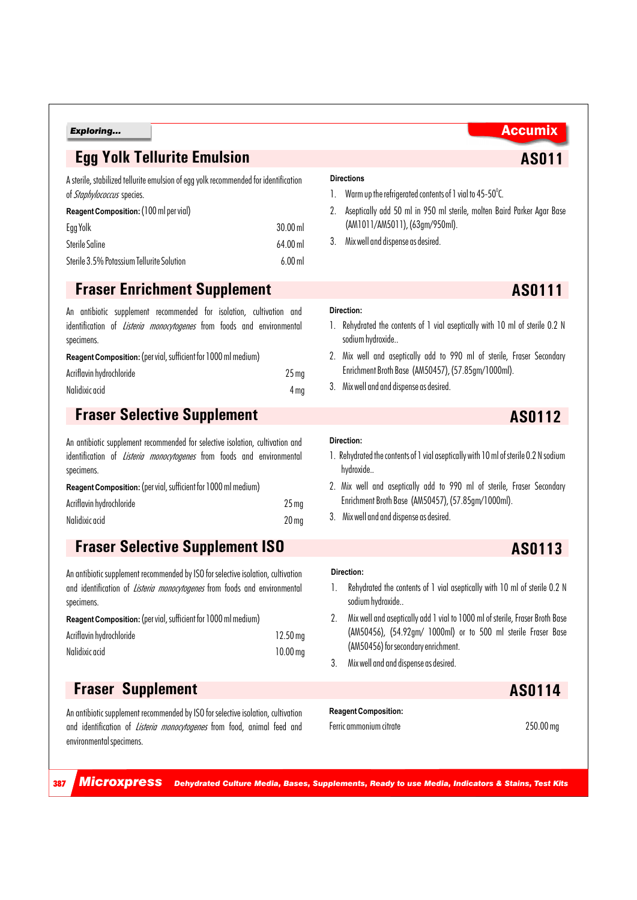## Egg Yolk Tellurite Emulsion

**AS011**

A sterile, stabilized tellurite emulsion of egg yolk recommended for identification of *Staphylococcus* species.

**Reagent Composition:** (100 ml per vial)

| | |
|---|---|
| Egg Yolk | 30.00 ml |
| Sterile Saline | 64.00 ml |
| Sterile 3.5% Potassium Tellurite Solution | 6.00 ml |

**Directions**

1. Warm up the refrigerated contents of 1 vial to 45-50°C.
2. Aseptically add 50 ml in 950 ml sterile, molten Baird Parker Agar Base (AM1011/AM5011), (63gm/950ml).
3. Mix well and dispense as desired.

## Fraser Enrichment Supplement

**AS0111**

An antibiotic supplement recommended for isolation, cultivation and identification of *Listeria monocytogenes* from foods and environmental specimens.

**Reagent Composition:** (per vial, sufficient for 1000 ml medium)

| | |
|---|---|
| Acriflavin hydrochloride | 25 mg |
| Nalidixic acid | 4 mg |

**Direction:**

1. Rehydrated the contents of 1 vial aseptically with 10 ml of sterile 0.2 N sodium hydroxide..
2. Mix well and aseptically add to 990 ml of sterile, Fraser Secondary Enrichment Broth Base (AM50457), (57.85gm/1000ml).
3. Mix well and and dispense as desired.

## Fraser Selective Supplement

**AS0112**

An antibiotic supplement recommended for selective isolation, cultivation and identification of *Listeria monocytogenes* from foods and environmental specimens.

**Reagent Composition:** (per vial, sufficient for 1000 ml medium)

| | |
|---|---|
| Acriflavin hydrochloride | 25 mg |
| Nalidixic acid | 20 mg |

**Direction:**

1. Rehydrated the contents of 1 vial aseptically with 10 ml of sterile 0.2 N sodium hydroxide..
2. Mix well and aseptically add to 990 ml of sterile, Fraser Secondary Enrichment Broth Base (AM50457), (57.85gm/1000ml).
3. Mix well and and dispense as desired.

## Fraser Selective Supplement ISO

**AS0113**

An antibiotic supplement recommended by ISO for selective isolation, cultivation and identification of *Listeria monocytogenes* from foods and environmental specimens.

**Reagent Composition:** (per vial, sufficient for 1000 ml medium)

| | |
|---|---|
| Acriflavin hydrochloride | 12.50 mg |
| Nalidixic acid | 10.00 mg |

**Direction:**

1. Rehydrated the contents of 1 vial aseptically with 10 ml of sterile 0.2 N sodium hydroxide..
2. Mix well and aseptically add 1 vial to 1000 ml of sterile, Fraser Broth Base (AM50456), (54.92gm/ 1000ml) or to 500 ml sterile Fraser Base (AM50456) for secondary enrichment.
3. Mix well and and dispense as desired.

## Fraser Supplement

**AS0114**

An antibiotic supplement recommended by ISO for selective isolation, cultivation and identification of *Listeria monocytogenes* from food, animal feed and environmental specimens.

**Reagent Composition:**

| | |
|---|---|
| Ferric ammonium citrate | 250.00 mg |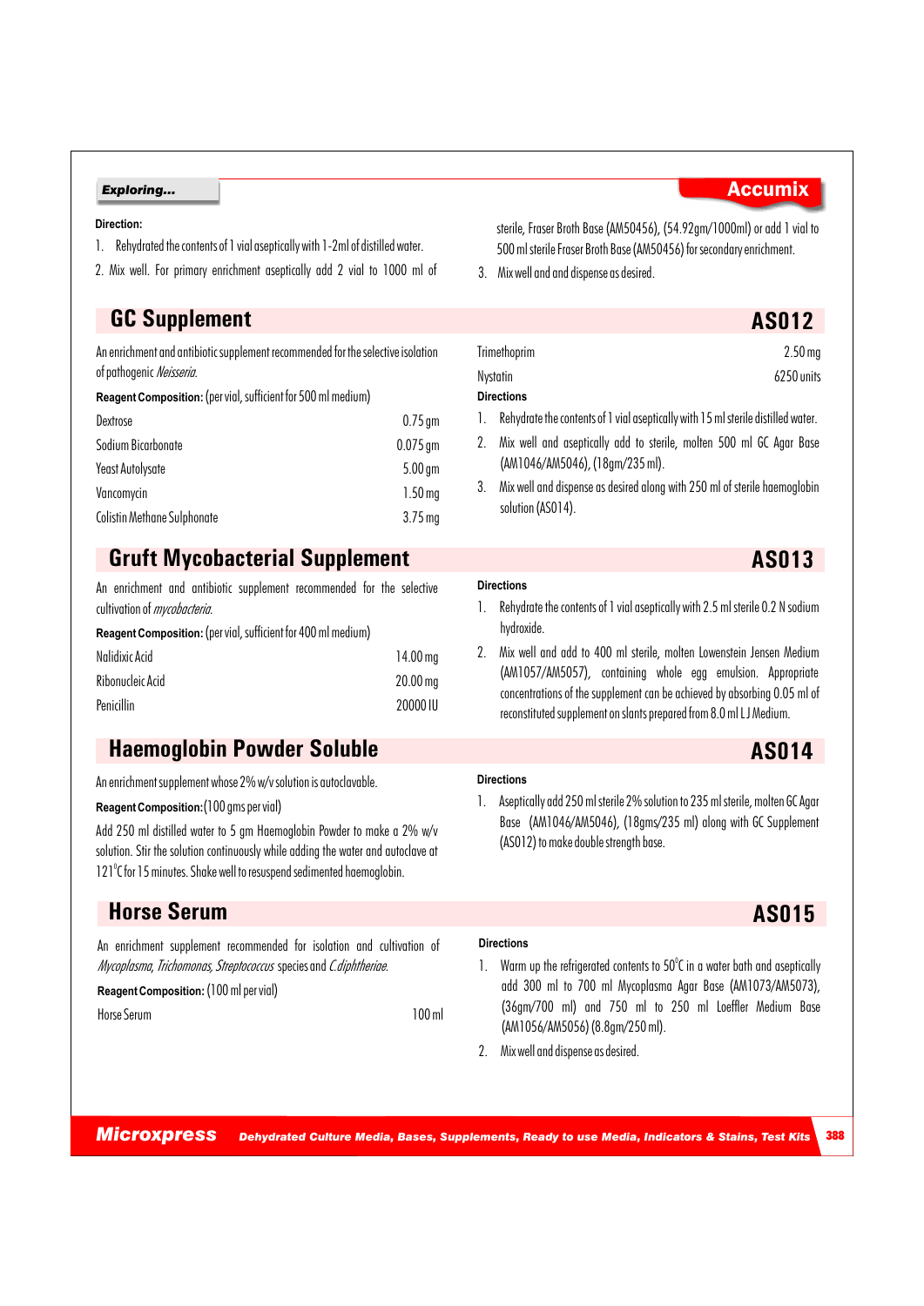**Direction:**

1. Rehydrated the contents of 1 vial aseptically with 1-2ml of distilled water.
2. Mix well. For primary enrichment aseptically add 2 vial to 1000 ml of sterile, Fraser Broth Base (AM50456), (54.92gm/1000ml) or add 1 vial to 500 ml sterile Fraser Broth Base (AM50456) for secondary enrichment.
3. Mix well and and dispense as desired.

## GC Supplement — AS012

An enrichment and antibiotic supplement recommended for the selective isolation of pathogenic *Neisseria.*

**Reagent Composition:** (per vial, sufficient for 500 ml medium)

| | |
|---|---|
| Dextrose | 0.75 gm |
| Sodium Bicarbonate | 0.075 gm |
| Yeast Autolysate | 5.00 gm |
| Vancomycin | 1.50 mg |
| Colistin Methane Sulphonate | 3.75 mg |
| Trimethoprim | 2.50 mg |
| Nystatin | 6250 units |

**Directions**

1. Rehydrate the contents of 1 vial aseptically with 15 ml sterile distilled water.
2. Mix well and aseptically add to sterile, molten 500 ml GC Agar Base (AM1046/AM5046), (18gm/235 ml).
3. Mix well and dispense as desired along with 250 ml of sterile haemoglobin solution (AS014).

## Gruft Mycobacterial Supplement — AS013

An enrichment and antibiotic supplement recommended for the selective cultivation of *mycobacteria.*

**Reagent Composition:** (per vial, sufficient for 400 ml medium)

| | |
|---|---|
| Nalidixic Acid | 14.00 mg |
| Ribonucleic Acid | 20.00 mg |
| Penicillin | 20000 IU |

**Directions**

1. Rehydrate the contents of 1 vial aseptically with 2.5 ml sterile 0.2 N sodium hydroxide.
2. Mix well and add to 400 ml sterile, molten Lowenstein Jensen Medium (AM1057/AM5057), containing whole egg emulsion. Appropriate concentrations of the supplement can be achieved by absorbing 0.05 ml of reconstituted supplement on slants prepared from 8.0 ml LJ Medium.

## Haemoglobin Powder Soluble — AS014

An enrichment supplement whose 2% w/v solution is autoclavable.

**Reagent Composition:** (100 gms per vial)

Add 250 ml distilled water to 5 gm Haemoglobin Powder to make a 2% w/v solution. Stir the solution continuously while adding the water and autoclave at 121°C for 15 minutes. Shake well to resuspend sedimented haemoglobin.

**Directions**

1. Aseptically add 250 ml sterile 2% solution to 235 ml sterile, molten GC Agar Base (AM1046/AM5046), (18gms/235 ml) along with GC Supplement (AS012) to make double strength base.

## Horse Serum — AS015

An enrichment supplement recommended for isolation and cultivation of *Mycoplasma, Trichomonas, Streptococcus* species and *C.diphtheriae.*

**Reagent Composition:** (100 ml per vial)

| | |
|---|---|
| Horse Serum | 100 ml |

**Directions**

1. Warm up the refrigerated contents to 50°C in a water bath and aseptically add 300 ml to 700 ml Mycoplasma Agar Base (AM1073/AM5073), (36gm/700 ml) and 750 ml to 250 ml Loeffler Medium Base (AM1056/AM5056) (8.8gm/250 ml).
2. Mix well and dispense as desired.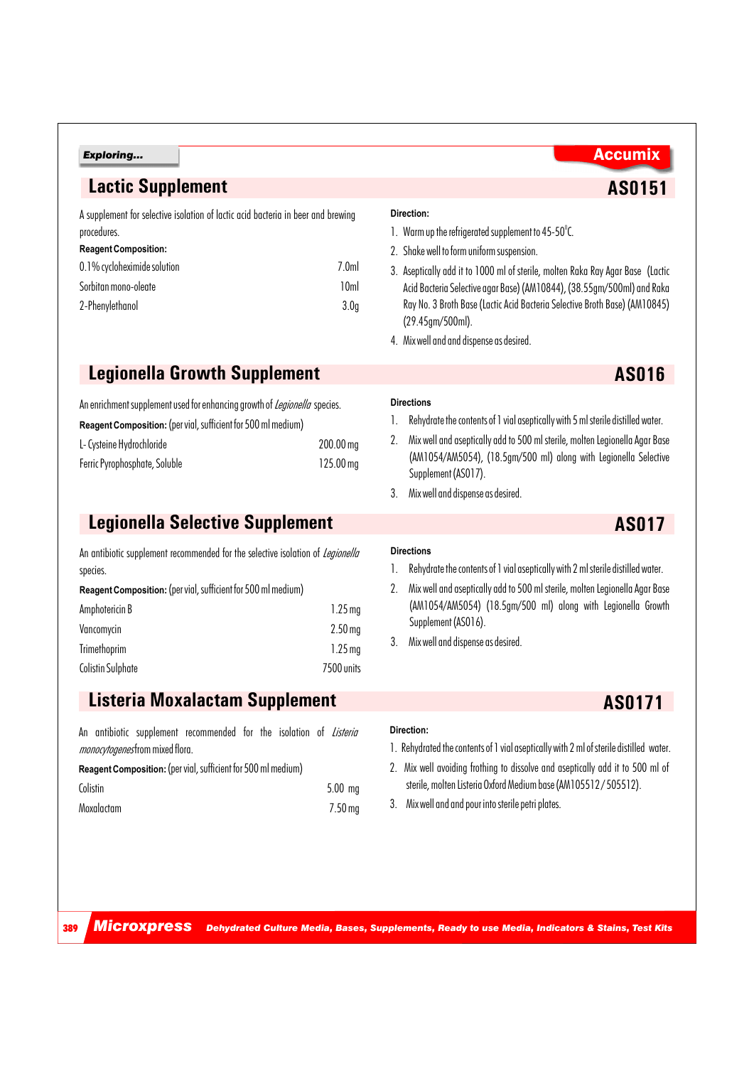## Lactic Supplement

**AS0151**

A supplement for selective isolation of lactic acid bacteria in beer and brewing procedures.

**Reagent Composition:**

| | |
|---|---|
| 0.1% cycloheximide solution | 7.0ml |
| Sorbitan mono-oleate | 10ml |
| 2-Phenylethanol | 3.0g |

**Direction:**

1. Warm up the refrigerated supplement to 45-50°C.
2. Shake well to form uniform suspension.
3. Aseptically add it to 1000 ml of sterile, molten Raka Ray Agar Base (Lactic Acid Bacteria Selective agar Base) (AM10844), (38.55gm/500ml) and Raka Ray No. 3 Broth Base (Lactic Acid Bacteria Selective Broth Base) (AM10845) (29.45gm/500ml).
4. Mix well and and dispense as desired.

## Legionella Growth Supplement

**AS016**

An enrichment supplement used for enhancing growth of *Legionella* species.

**Reagent Composition:** (per vial, sufficient for 500 ml medium)

| | |
|---|---|
| L- Cysteine Hydrochloride | 200.00 mg |
| Ferric Pyrophosphate, Soluble | 125.00 mg |

**Directions**

1. Rehydrate the contents of 1 vial aseptically with 5 ml sterile distilled water.
2. Mix well and aseptically add to 500 ml sterile, molten Legionella Agar Base (AM1054/AM5054), (18.5gm/500 ml) along with Legionella Selective Supplement (AS017).
3. Mix well and dispense as desired.

## Legionella Selective Supplement

**AS017**

An antibiotic supplement recommended for the selective isolation of *Legionella* species.

**Reagent Composition:** (per vial, sufficient for 500 ml medium)

| | |
|---|---|
| Amphotericin B | 1.25 mg |
| Vancomycin | 2.50 mg |
| Trimethoprim | 1.25 mg |
| Colistin Sulphate | 7500 units |

**Directions**

1. Rehydrate the contents of 1 vial aseptically with 2 ml sterile distilled water.
2. Mix well and aseptically add to 500 ml sterile, molten Legionella Agar Base (AM1054/AM5054) (18.5gm/500 ml) along with Legionella Growth Supplement (AS016).
3. Mix well and dispense as desired.

## Listeria Moxalactam Supplement

**AS0171**

An antibiotic supplement recommended for the isolation of *Listeria monocytogenes* from mixed flora.

**Reagent Composition:** (per vial, sufficient for 500 ml medium)

| | |
|---|---|
| Colistin | 5.00 mg |
| Moxalactam | 7.50 mg |

**Direction:**

1. Rehydrated the contents of 1 vial aseptically with 2 ml of sterile distilled water.
2. Mix well avoiding frothing to dissolve and aseptically add it to 500 ml of sterile, molten Listeria Oxford Medium base (AM105512 / 505512).
3. Mix well and and pour into sterile petri plates.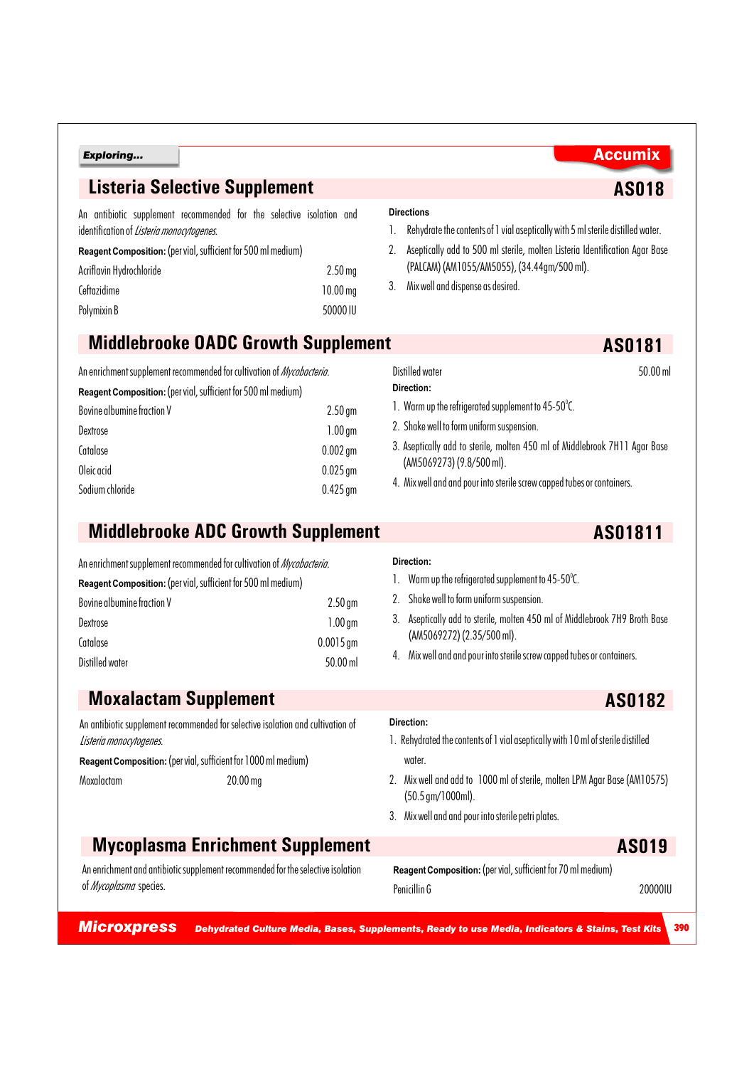## Listeria Selective Supplement

**AS018**

An antibiotic supplement recommended for the selective isolation and identification of *Listeria monocytogenes*.

**Reagent Composition:** (per vial, sufficient for 500 ml medium)

| | |
|---|---|
| Acriflavin Hydrochloride | 2.50 mg |
| Ceftazidime | 10.00 mg |
| Polymixin B | 50000 IU |

**Directions**

1. Rehydrate the contents of 1 vial aseptically with 5 ml sterile distilled water.
2. Aseptically add to 500 ml sterile, molten Listeria Identification Agar Base (PALCAM) (AM1055/AM5055), (34.44gm/500 ml).
3. Mix well and dispense as desired.

## Middlebrooke OADC Growth Supplement

**AS0181**

An enrichment supplement recommended for cultivation of *Mycobacteria*.

**Reagent Composition:** (per vial, sufficient for 500 ml medium)

| | |
|---|---|
| Bovine albumine fraction V | 2.50 gm |
| Dextrose | 1.00 gm |
| Catalase | 0.002 gm |
| Oleic acid | 0.025 gm |
| Sodium chloride | 0.425 gm |
| Distilled water | 50.00 ml |

**Direction:**

1. Warm up the refrigerated supplement to 45-50°C.
2. Shake well to form uniform suspension.
3. Aseptically add to sterile, molten 450 ml of Middlebrook 7H11 Agar Base (AM5069273) (9.8/500 ml).
4. Mix well and and pour into sterile screw capped tubes or containers.

## Middlebrooke ADC Growth Supplement

**AS01811**

An enrichment supplement recommended for cultivation of *Mycobacteria*.

**Reagent Composition:** (per vial, sufficient for 500 ml medium)

| | |
|---|---|
| Bovine albumine fraction V | 2.50 gm |
| Dextrose | 1.00 gm |
| Catalase | 0.0015 gm |
| Distilled water | 50.00 ml |

**Direction:**

1. Warm up the refrigerated supplement to 45-50°C.
2. Shake well to form uniform suspension.
3. Aseptically add to sterile, molten 450 ml of Middlebrook 7H9 Broth Base (AM5069272) (2.35/500 ml).
4. Mix well and and pour into sterile screw capped tubes or containers.

## Moxalactam Supplement

**AS0182**

An antibiotic supplement recommended for selective isolation and cultivation of *Listeria monocytogenes*.

**Reagent Composition:** (per vial, sufficient for 1000 ml medium)

| | |
|---|---|
| Moxalactam | 20.00 mg |

**Direction:**

1. Rehydrated the contents of 1 vial aseptically with 10 ml of sterile distilled water.
2. Mix well and add to 1000 ml of sterile, molten LPM Agar Base (AM10575) (50.5 gm/1000ml).
3. Mix well and and pour into sterile petri plates.

## Mycoplasma Enrichment Supplement

**AS019**

An enrichment and antibiotic supplement recommended for the selective isolation of *Mycoplasma* species.

**Reagent Composition:** (per vial, sufficient for 70 ml medium)

| | |
|---|---|
| Penicillin G | 20000IU |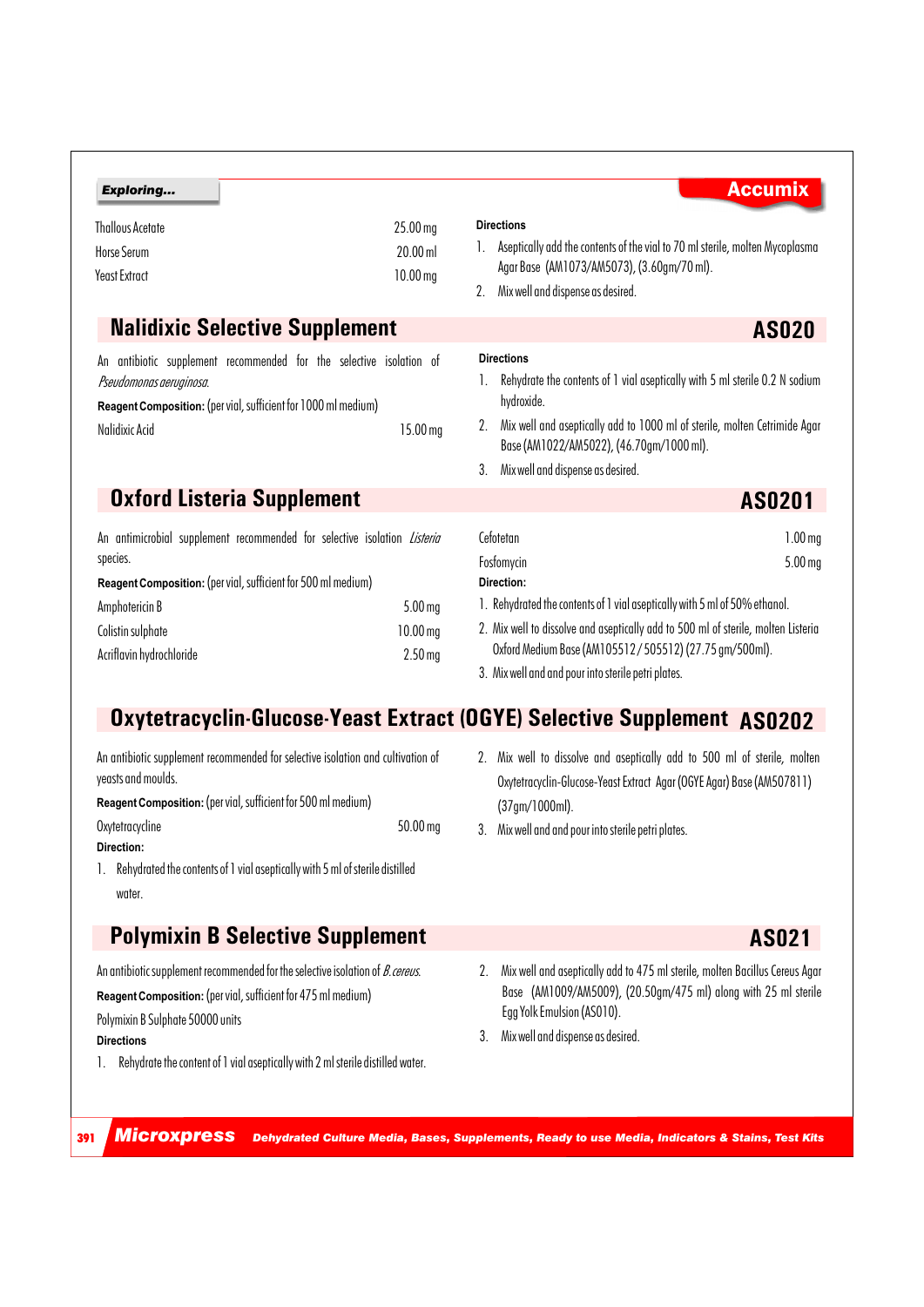| | |
|---|---|
| Thallous Acetate | 25.00 mg |
| Horse Serum | 20.00 ml |
| Yeast Extract | 10.00 mg |

**Directions**

1. Aseptically add the contents of the vial to 70 ml sterile, molten Mycoplasma Agar Base (AM1073/AM5073), (3.60gm/70 ml).
2. Mix well and dispense as desired.

## Nalidixic Selective Supplement AS020

An antibiotic supplement recommended for the selective isolation of *Pseudomonas aeruginosa.*

**Reagent Composition:** (per vial, sufficient for 1000 ml medium)

| | |
|---|---|
| Nalidixic Acid | 15.00 mg |

**Directions**

1. Rehydrate the contents of 1 vial aseptically with 5 ml sterile 0.2 N sodium hydroxide.
2. Mix well and aseptically add to 1000 ml of sterile, molten Cetrimide Agar Base (AM1022/AM5022), (46.70gm/1000 ml).
3. Mix well and dispense as desired.

## Oxford Listeria Supplement AS0201

An antimicrobial supplement recommended for selective isolation *Listeria* species.

**Reagent Composition:** (per vial, sufficient for 500 ml medium)

| | |
|---|---|
| Amphotericin B | 5.00 mg |
| Colistin sulphate | 10.00 mg |
| Acriflavin hydrochloride | 2.50 mg |
| Cefotetan | 1.00 mg |
| Fosfomycin | 5.00 mg |

**Direction:**

1. Rehydrated the contents of 1 vial aseptically with 5 ml of 50% ethanol.
2. Mix well to dissolve and aseptically add to 500 ml of sterile, molten Listeria Oxford Medium Base (AM105512 / 505512) (27.75 gm/500ml).
3. Mix well and and pour into sterile petri plates.

## Oxytetracyclin-Glucose-Yeast Extract (OGYE) Selective Supplement AS0202

An antibiotic supplement recommended for selective isolation and cultivation of yeasts and moulds.

**Reagent Composition:** (per vial, sufficient for 500 ml medium)

| | |
|---|---|
| Oxytetracycline | 50.00 mg |

**Direction:**

1. Rehydrated the contents of 1 vial aseptically with 5 ml of sterile distilled water.
2. Mix well to dissolve and aseptically add to 500 ml of sterile, molten Oxytetracyclin-Glucose-Yeast Extract Agar (OGYE Agar) Base (AM507811) (37gm/1000ml).
3. Mix well and and pour into sterile petri plates.

## Polymixin B Selective Supplement AS021

An antibiotic supplement recommended for the selective isolation of *B. cereus.*

**Reagent Composition:** (per vial, sufficient for 475 ml medium)

Polymixin B Sulphate 50000 units

**Directions**

1. Rehydrate the content of 1 vial aseptically with 2 ml sterile distilled water.
2. Mix well and aseptically add to 475 ml sterile, molten Bacillus Cereus Agar Base (AM1009/AM5009), (20.50gm/475 ml) along with 25 ml sterile Egg Yolk Emulsion (AS010).
3. Mix well and dispense as desired.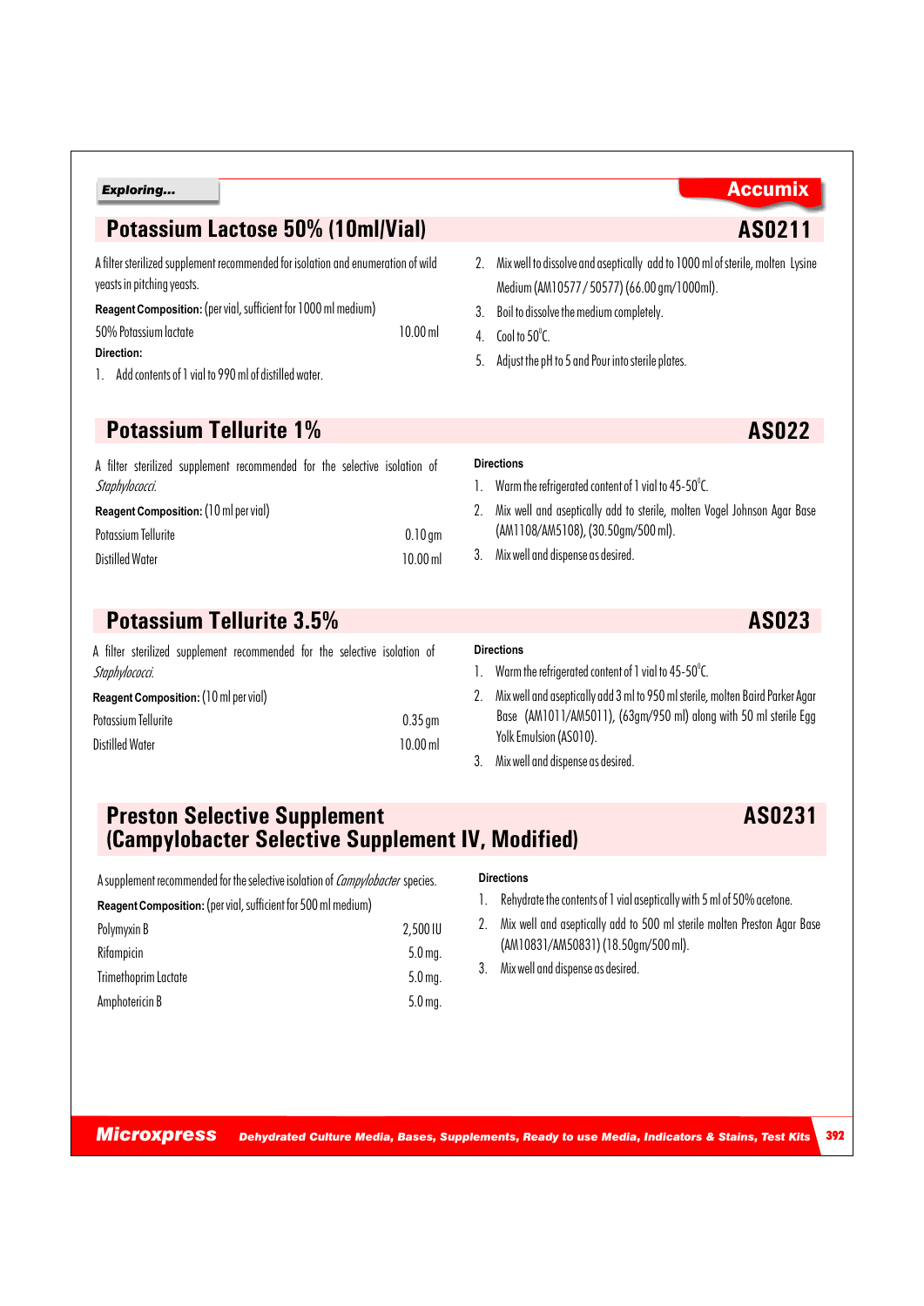## Potassium Lactose 50% (10ml/Vial) — AS0211

A filter sterilized supplement recommended for isolation and enumeration of wild yeasts in pitching yeasts.

**Reagent Composition:** (per vial, sufficient for 1000 ml medium)

| | |
|---|---|
| 50% Potassium lactate | 10.00 ml |

**Direction:**

1. Add contents of 1 vial to 990 ml of distilled water.
2. Mix well to dissolve and aseptically add to 1000 ml of sterile, molten Lysine Medium (AM10577 / 50577) (66.00 gm/1000ml).
3. Boil to dissolve the medium completely.
4. Cool to 50°C.
5. Adjust the pH to 5 and Pour into sterile plates.

## Potassium Tellurite 1% — AS022

A filter sterilized supplement recommended for the selective isolation of *Staphylococci.*

**Reagent Composition:** (10 ml per vial)

| | |
|---|---|
| Potassium Tellurite | 0.10 gm |
| Distilled Water | 10.00 ml |

**Directions**

1. Warm the refrigerated content of 1 vial to 45-50°C.
2. Mix well and aseptically add to sterile, molten Vogel Johnson Agar Base (AM1108/AM5108), (30.50gm/500 ml).
3. Mix well and dispense as desired.

## Potassium Tellurite 3.5% — AS023

A filter sterilized supplement recommended for the selective isolation of *Staphylococci.*

**Reagent Composition:** (10 ml per vial)

| | |
|---|---|
| Potassium Tellurite | 0.35 gm |
| Distilled Water | 10.00 ml |

**Directions**

1. Warm the refrigerated content of 1 vial to 45-50°C.
2. Mix well and aseptically add 3 ml to 950 ml sterile, molten Baird Parker Agar Base (AM1011/AM5011), (63gm/950 ml) along with 50 ml sterile Egg Yolk Emulsion (AS010).
3. Mix well and dispense as desired.

## Preston Selective Supplement (Campylobacter Selective Supplement IV, Modified) — AS0231

A supplement recommended for the selective isolation of *Campylobacter* species.

**Reagent Composition:** (per vial, sufficient for 500 ml medium)

| | |
|---|---|
| Polymyxin B | 2,500 IU |
| Rifampicin | 5.0 mg. |
| Trimethoprim Lactate | 5.0 mg. |
| Amphotericin B | 5.0 mg. |

**Directions**

1. Rehydrate the contents of 1 vial aseptically with 5 ml of 50% acetone.
2. Mix well and aseptically add to 500 ml sterile molten Preston Agar Base (AM10831/AM50831) (18.50gm/500 ml).
3. Mix well and dispense as desired.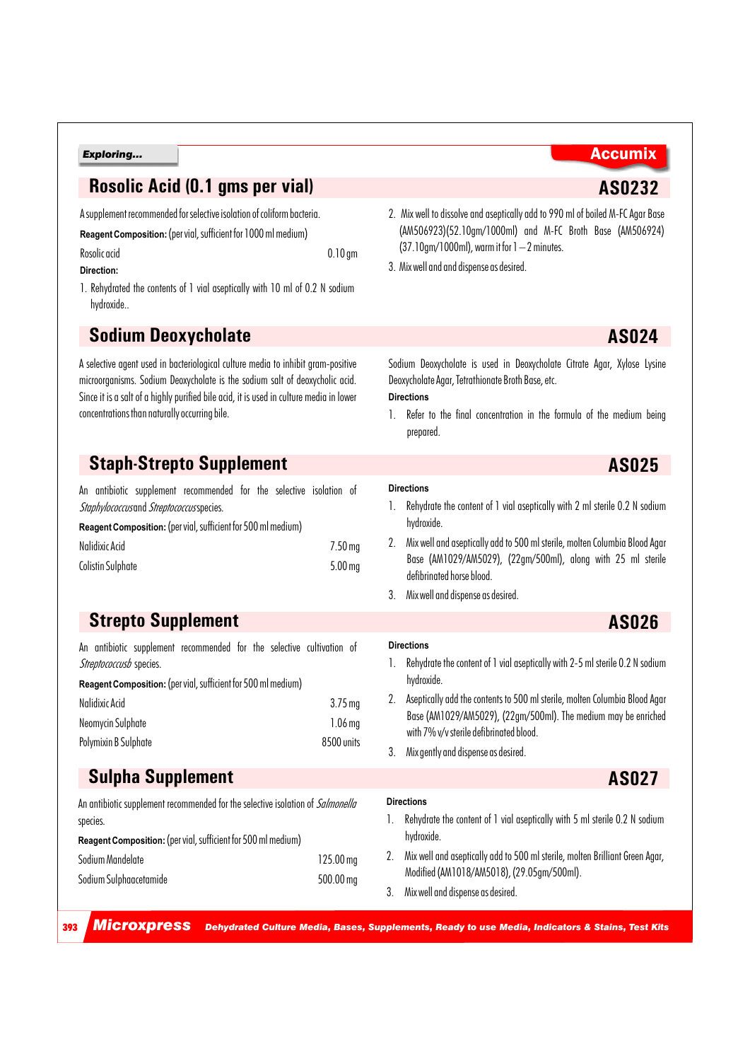## Rosolic Acid (0.1 gms per vial) — AS0232

A supplement recommended for selective isolation of coliform bacteria.

**Reagent Composition:** (per vial, sufficient for 1000 ml medium)

| | |
|---|---|
| Rosolic acid | 0.10 gm |

**Direction:**

1. Rehydrated the contents of 1 vial aseptically with 10 ml of 0.2 N sodium hydroxide..
2. Mix well to dissolve and aseptically add to 990 ml of boiled M-FC Agar Base (AM506923)(52.10gm/1000ml) and M-FC Broth Base (AM506924) (37.10gm/1000ml), warm it for 1 – 2 minutes.
3. Mix well and and dispense as desired.

## Sodium Deoxycholate — AS024

A selective agent used in bacteriological culture media to inhibit gram-positive microorganisms. Sodium Deoxycholate is the sodium salt of deoxycholic acid. Since it is a salt of a highly purified bile acid, it is used in culture media in lower concentrations than naturally occurring bile.

Sodium Deoxycholate is used in Deoxycholate Citrate Agar, Xylose Lysine Deoxycholate Agar, Tetrathionate Broth Base, etc.

**Directions**

1. Refer to the final concentration in the formula of the medium being prepared.

## Staph-Strepto Supplement — AS025

An antibiotic supplement recommended for the selective isolation of *Staphylococcus* and *Streptococcus* species.

**Reagent Composition:** (per vial, sufficient for 500 ml medium)

| | |
|---|---|
| Nalidixic Acid | 7.50 mg |
| Colistin Sulphate | 5.00 mg |

**Directions**

1. Rehydrate the content of 1 vial aseptically with 2 ml sterile 0.2 N sodium hydroxide.
2. Mix well and aseptically add to 500 ml sterile, molten Columbia Blood Agar Base (AM1029/AM5029), (22gm/500ml), along with 25 ml sterile defibrinated horse blood.
3. Mix well and dispense as desired.

## Strepto Supplement — AS026

An antibiotic supplement recommended for the selective cultivation of *Streptococcusb* species.

**Reagent Composition:** (per vial, sufficient for 500 ml medium)

| | |
|---|---|
| Nalidixic Acid | 3.75 mg |
| Neomycin Sulphate | 1.06 mg |
| Polymixin B Sulphate | 8500 units |

**Directions**

1. Rehydrate the content of 1 vial aseptically with 2-5 ml sterile 0.2 N sodium hydroxide.
2. Aseptically add the contents to 500 ml sterile, molten Columbia Blood Agar Base (AM1029/AM5029), (22gm/500ml). The medium may be enriched with 7% v/v sterile defibrinated blood.
3. Mix gently and dispense as desired.

## Sulpha Supplement — AS027

An antibiotic supplement recommended for the selective isolation of *Salmonella* species.

**Reagent Composition:** (per vial, sufficient for 500 ml medium)

| | |
|---|---|
| Sodium Mandelate | 125.00 mg |
| Sodium Sulphaacetamide | 500.00 mg |

**Directions**

1. Rehydrate the content of 1 vial aseptically with 5 ml sterile 0.2 N sodium hydroxide.
2. Mix well and aseptically add to 500 ml sterile, molten Brilliant Green Agar, Modified (AM1018/AM5018), (29.05gm/500ml).
3. Mix well and dispense as desired.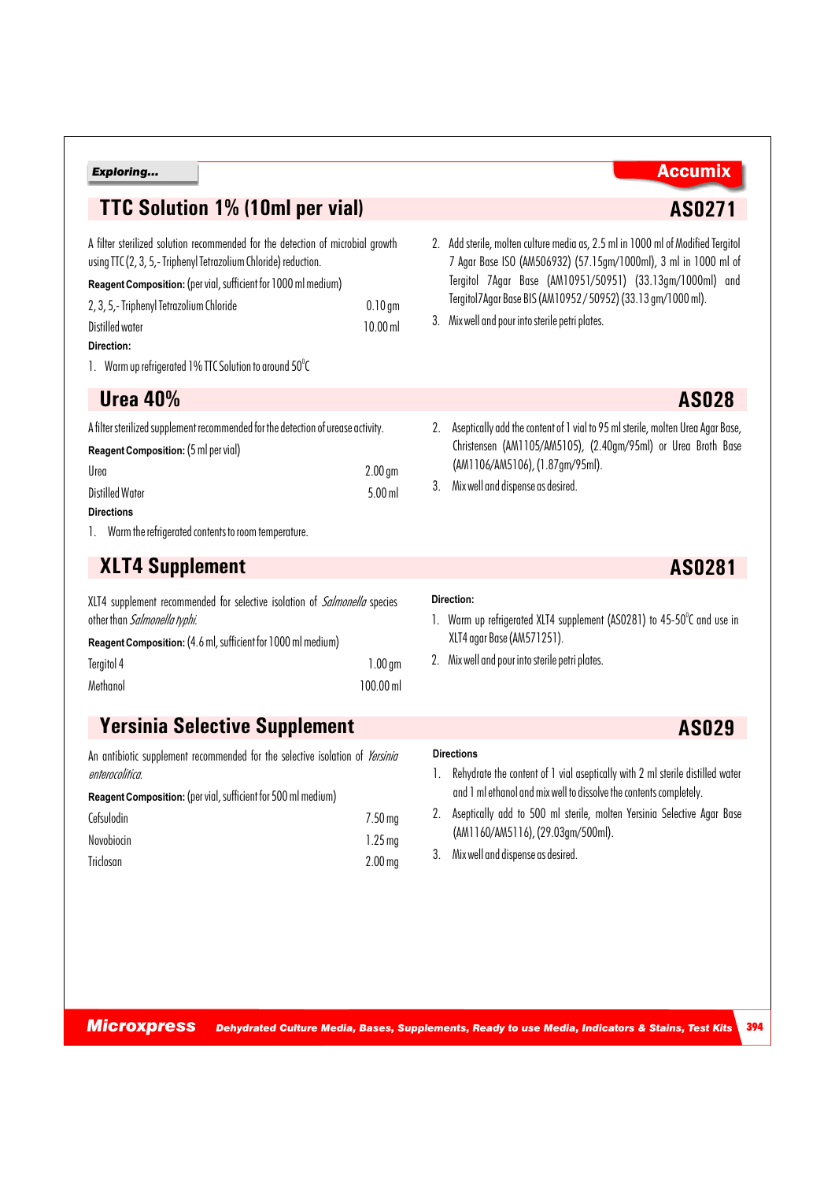## TTC Solution 1% (10ml per vial) AS0271

A filter sterilized solution recommended for the detection of microbial growth using TTC (2, 3, 5,- Triphenyl Tetrazolium Chloride) reduction.

**Reagent Composition:** (per vial, sufficient for 1000 ml medium)

| | |
|---|---|
| 2, 3, 5,- Triphenyl Tetrazolium Chloride | 0.10 gm |
| Distilled water | 10.00 ml |

**Direction:**

1. Warm up refrigerated 1% TTC Solution to around 50°C
2. Add sterile, molten culture media as, 2.5 ml in 1000 ml of Modified Tergitol 7 Agar Base ISO (AM506932) (57.15gm/1000ml), 3 ml in 1000 ml of Tergitol 7Agar Base (AM10951/50951) (33.13gm/1000ml) and Tergitol7Agar Base BIS (AM10952 / 50952) (33.13 gm/1000 ml).
3. Mix well and pour into sterile petri plates.

## Urea 40% AS028

A filter sterilized supplement recommended for the detection of urease activity.

**Reagent Composition:** (5 ml per vial)

| | |
|---|---|
| Urea | 2.00 gm |
| Distilled Water | 5.00 ml |

**Directions**

1. Warm the refrigerated contents to room temperature.
2. Aseptically add the content of 1 vial to 95 ml sterile, molten Urea Agar Base, Christensen (AM1105/AM5105), (2.40gm/95ml) or Urea Broth Base (AM1106/AM5106), (1.87gm/95ml).
3. Mix well and dispense as desired.

## XLT4 Supplement AS0281

XLT4 supplement recommended for selective isolation of *Salmonella* species other than *Salmonella typhi.*

**Reagent Composition:** (4.6 ml, sufficient for 1000 ml medium)

| | |
|---|---|
| Tergitol 4 | 1.00 gm |
| Methanol | 100.00 ml |

**Direction:**

1. Warm up refrigerated XLT4 supplement (AS0281) to 45-50°C and use in XLT4 agar Base (AM571251).
2. Mix well and pour into sterile petri plates.

## Yersinia Selective Supplement AS029

An antibiotic supplement recommended for the selective isolation of *Yersinia enterocolitica.*

**Reagent Composition:** (per vial, sufficient for 500 ml medium)

| | |
|---|---|
| Cefsulodin | 7.50 mg |
| Novobiocin | 1.25 mg |
| Triclosan | 2.00 mg |

**Directions**

1. Rehydrate the content of 1 vial aseptically with 2 ml sterile distilled water and 1 ml ethanol and mix well to dissolve the contents completely.
2. Aseptically add to 500 ml sterile, molten Yersinia Selective Agar Base (AM1160/AM5116), (29.03gm/500ml).
3. Mix well and dispense as desired.